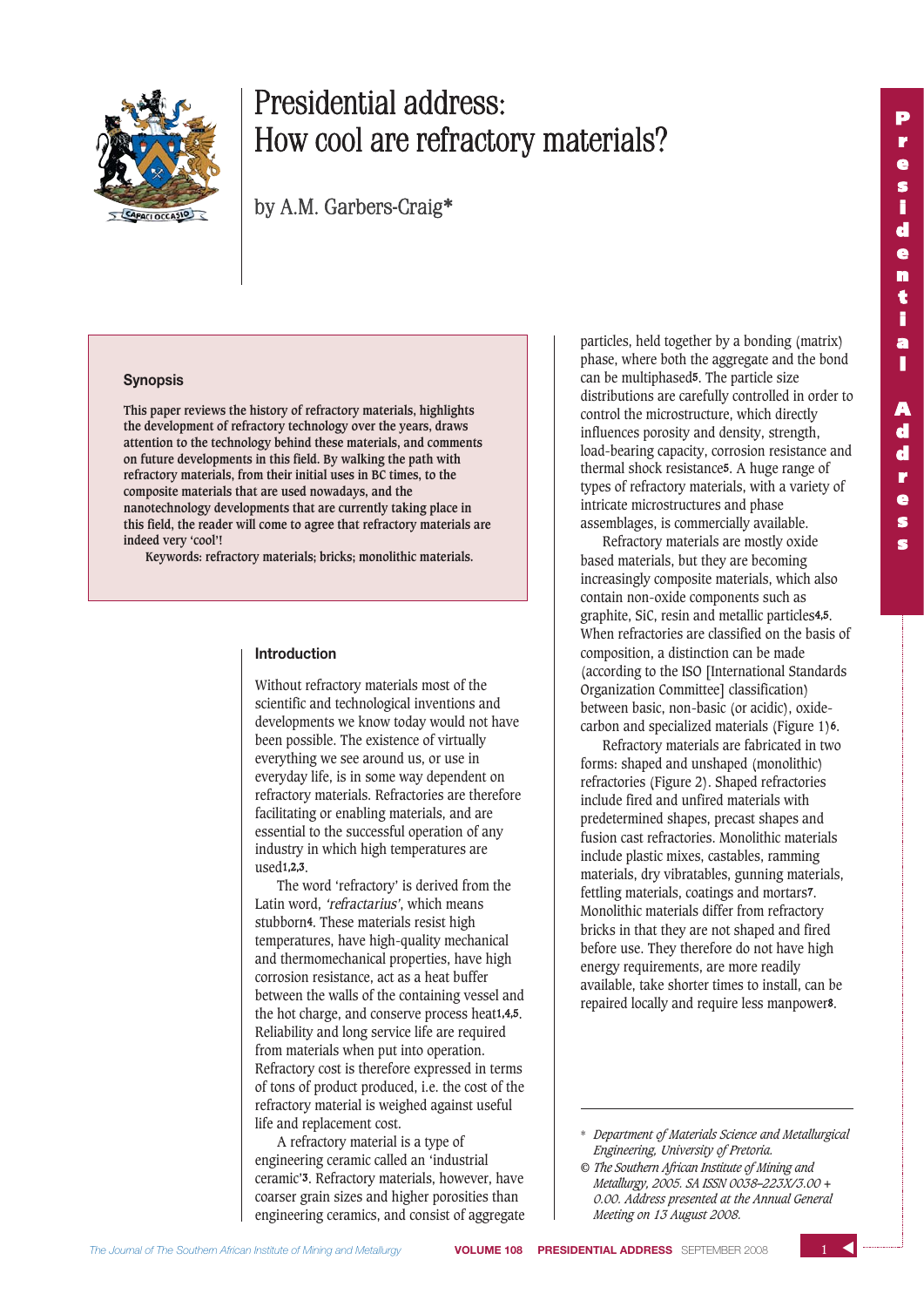# Presidential address: How cool are refractory materials?

by A.M. Garbers-Craig*

## Synopsis

This paper reviews the history of refractory materials, highlights the development of refractory technology over the years, draws attention to the technology behind these materials, and comments on future developments in this field. By walking the path with refractory materials, from their initial uses in BC times, to the composite materials that are used nowadays, and the nanotechnology developments that are currently taking place in this field, the reader will come to agree that refractory materials are indeed very 'cool'!

Keywords: refractory materials; bricks; monolithic materials.

## Introduction

Without refractory materials most of the scientific and technological inventions and developments we know today would not have been possible. The existence of virtually everything we see around us, or use in everyday life, is in some way dependent on refractory materials. Refractories are therefore facilitating or enabling materials, and are essential to the successful operation of any industry in which high temperatures are used[1,2,3].

The word 'refractory' is derived from the Latin word, *'refractarius'*, which means stubborn[4]. These materials resist high temperatures, have high-quality mechanical and thermomechanical properties, have high corrosion resistance, act as a heat buffer between the walls of the containing vessel and the hot charge, and conserve process heat[1,4,5]. Reliability and long service life are required from materials when put into operation. Refractory cost is therefore expressed in terms of tons of product produced, i.e. the cost of the refractory material is weighed against useful life and replacement cost.

A refractory material is a type of engineering ceramic called an 'industrial ceramic'[3]. Refractory materials, however, have coarser grain sizes and higher porosities than engineering ceramics, and consist of aggregate particles, held together by a bonding (matrix) phase, where both the aggregate and the bond can be multiphased[5]. The particle size distributions are carefully controlled in order to control the microstructure, which directly influences porosity and density, strength, load-bearing capacity, corrosion resistance and thermal shock resistance[5]. A huge range of types of refractory materials, with a variety of intricate microstructures and phase assemblages, is commercially available.

Refractory materials are mostly oxide based materials, but they are becoming increasingly composite materials, which also contain non-oxide components such as graphite, SiC, resin and metallic particles[4,5]. When refractories are classified on the basis of composition, a distinction can be made (according to the ISO [International Standards Organization Committee] classification) between basic, non-basic (or acidic), oxide-carbon and specialized materials (Figure 1)[6].

Refractory materials are fabricated in two forms: shaped and unshaped (monolithic) refractories (Figure 2). Shaped refractories include fired and unfired materials with predetermined shapes, precast shapes and fusion cast refractories. Monolithic materials include plastic mixes, castables, ramming materials, dry vibratables, gunning materials, fettling materials, coatings and mortars[7]. Monolithic materials differ from refractory bricks in that they are not shaped and fired before use. They therefore do not have high energy requirements, are more readily available, take shorter times to install, can be repaired locally and require less manpower[8].

---

\* *Department of Materials Science and Metallurgical Engineering, University of Pretoria.*

© *The Southern African Institute of Mining and Metallurgy, 2005. SA ISSN 0038–223X/3.00 + 0.00. Address presented at the Annual General Meeting on 13 August 2008.*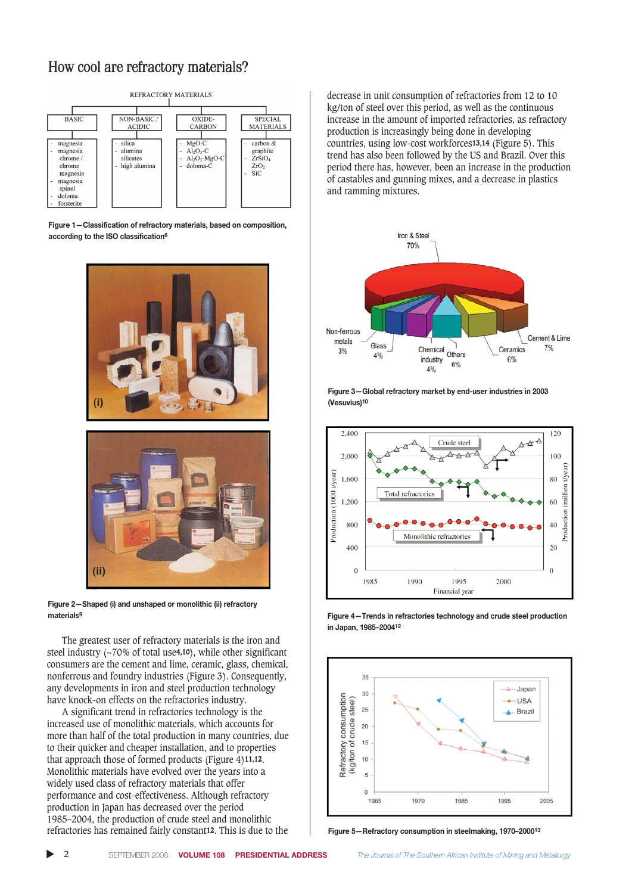## How cool are refractory materials?

REFRACTORY MATERIALS

| BASIC | NON-BASIC / ACIDIC | OXIDE-CARBON | SPECIAL MATERIALS |
|---|---|---|---|
| - magnesia<br>- magnesia chrome / chrome magnesia<br>- magnesia spinel<br>- doloma<br>- forsterite | - silica<br>- alumina silicates<br>- high alumina | - MgO-C<br>- $Al_2O_3$-C<br>- $Al_2O_3$-MgO-C<br>- doloma-C | - carbon & graphite<br>- $ZrSiO_4$<br>- $ZrO_2$<br>- SiC |

**Figure 1—Classification of refractory materials, based on composition, according to the ISO classification[6]**

**Figure 2—Shaped (i) and unshaped or monolithic (ii) refractory materials[9]**

The greatest user of refractory materials is the iron and steel industry (~70% of total use[4,10]), while other significant consumers are the cement and lime, ceramic, glass, chemical, nonferrous and foundry industries (Figure 3). Consequently, any developments in iron and steel production technology have knock-on effects on the refractories industry.

A significant trend in refractories technology is the increased use of monolithic materials, which accounts for more than half of the total production in many countries, due to their quicker and cheaper installation, and to properties that approach those of formed products (Figure 4)[11,12]. Monolithic materials have evolved over the years into a widely used class of refractory materials that offer performance and cost-effectiveness. Although refractory production in Japan has decreased over the period 1985–2004, the production of crude steel and monolithic refractories has remained fairly constant[12]. This is due to the decrease in unit consumption of refractories from 12 to 10 kg/ton of steel over this period, as well as the continuous increase in the amount of imported refractories, as refractory production is increasingly being done in developing countries, using low-cost workforces[13,14] (Figure 5). This trend has also been followed by the US and Brazil. Over this period there has, however, been an increase in the production of castables and gunning mixes, and a decrease in plastics and ramming mixtures.

**Figure 3—Global refractory market by end-user industries in 2003 (Vesuvius)[10]**

**Figure 4—Trends in refractories technology and crude steel production in Japan, 1985–2004[12]**

**Figure 5—Refractory consumption in steelmaking, 1970–2000[13]**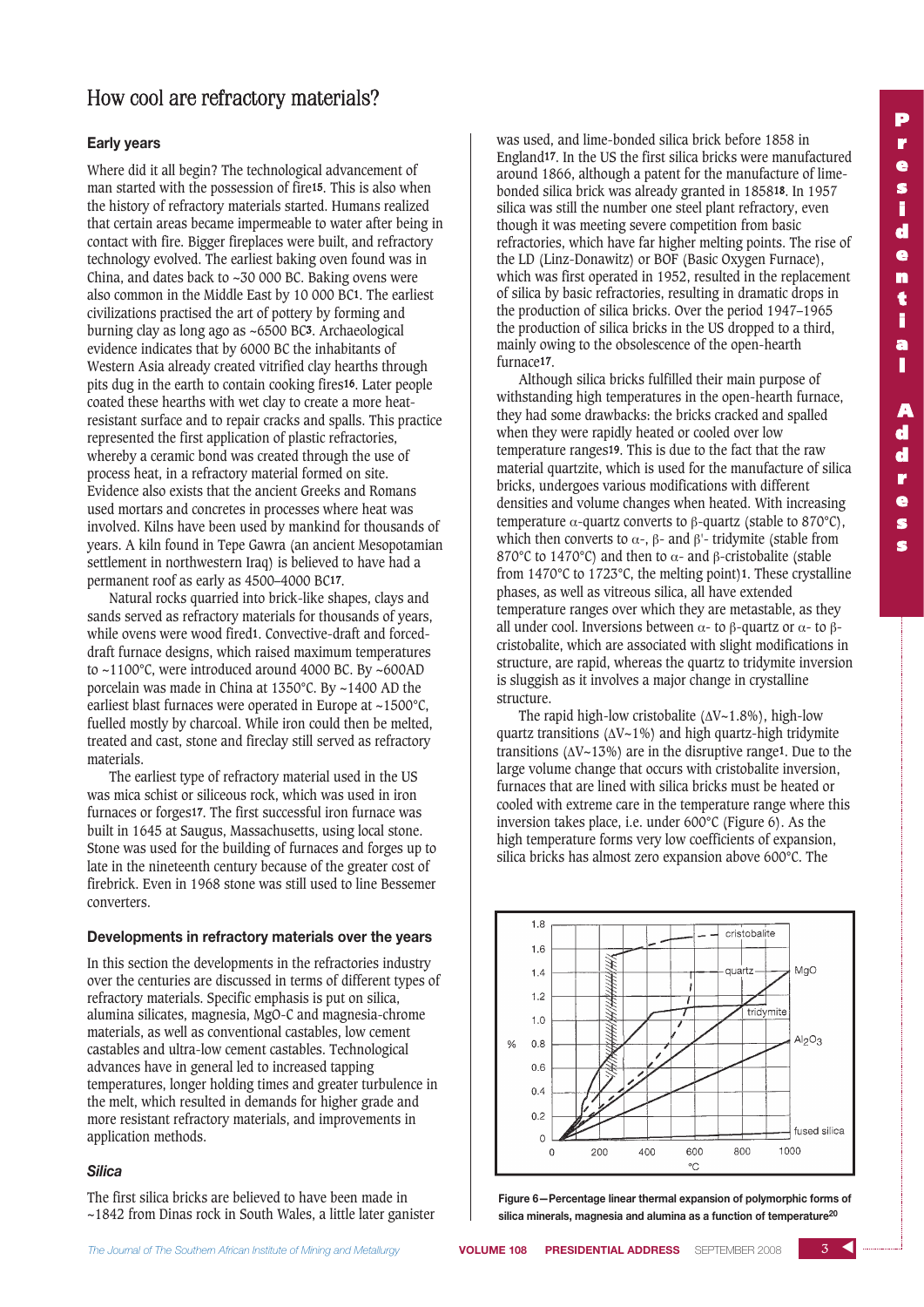## How cool are refractory materials?

### Early years

Where did it all begin? The technological advancement of man started with the possession of fire[15]. This is also when the history of refractory materials started. Humans realized that certain areas became impermeable to water after being in contact with fire. Bigger fireplaces were built, and refractory technology evolved. The earliest baking oven found was in China, and dates back to ~30 000 BC. Baking ovens were also common in the Middle East by 10 000 BC[1]. The earliest civilizations practised the art of pottery by forming and burning clay as long ago as ~6500 BC[3]. Archaeological evidence indicates that by 6000 BC the inhabitants of Western Asia already created vitrified clay hearths through pits dug in the earth to contain cooking fires[16]. Later people coated these hearths with wet clay to create a more heat-resistant surface and to repair cracks and spalls. This practice represented the first application of plastic refractories, whereby a ceramic bond was created through the use of process heat, in a refractory material formed on site. Evidence also exists that the ancient Greeks and Romans used mortars and concretes in processes where heat was involved. Kilns have been used by mankind for thousands of years. A kiln found in Tepe Gawra (an ancient Mesopotamian settlement in northwestern Iraq) is believed to have had a permanent roof as early as 4500–4000 BC[17].

Natural rocks quarried into brick-like shapes, clays and sands served as refractory materials for thousands of years, while ovens were wood fired[1]. Convective-draft and forced-draft furnace designs, which raised maximum temperatures to ~1100°C, were introduced around 4000 BC. By ~600AD porcelain was made in China at 1350°C. By ~1400 AD the earliest blast furnaces were operated in Europe at ~1500°C, fuelled mostly by charcoal. While iron could then be melted, treated and cast, stone and fireclay still served as refractory materials.

The earliest type of refractory material used in the US was mica schist or siliceous rock, which was used in iron furnaces or forges[17]. The first successful iron furnace was built in 1645 at Saugus, Massachusetts, using local stone. Stone was used for the building of furnaces and forges up to late in the nineteenth century because of the greater cost of firebrick. Even in 1968 stone was still used to line Bessemer converters.

### Developments in refractory materials over the years

In this section the developments in the refractories industry over the centuries are discussed in terms of different types of refractory materials. Specific emphasis is put on silica, alumina silicates, magnesia, MgO-C and magnesia-chrome materials, as well as conventional castables, low cement castables and ultra-low cement castables. Technological advances have in general led to increased tapping temperatures, longer holding times and greater turbulence in the melt, which resulted in demands for higher grade and more resistant refractory materials, and improvements in application methods.

#### *Silica*

The first silica bricks are believed to have been made in ~1842 from Dinas rock in South Wales, a little later ganister was used, and lime-bonded silica brick before 1858 in England[17]. In the US the first silica bricks were manufactured around 1866, although a patent for the manufacture of lime-bonded silica brick was already granted in 1858[18]. In 1957 silica was still the number one steel plant refractory, even though it was meeting severe competition from basic refractories, which have far higher melting points. The rise of the LD (Linz-Donawitz) or BOF (Basic Oxygen Furnace), which was first operated in 1952, resulted in the replacement of silica by basic refractories, resulting in dramatic drops in the production of silica bricks. Over the period 1947–1965 the production of silica bricks in the US dropped to a third, mainly owing to the obsolescence of the open-hearth furnace[17].

Although silica bricks fulfilled their main purpose of withstanding high temperatures in the open-hearth furnace, they had some drawbacks: the bricks cracked and spalled when they were rapidly heated or cooled over low temperature ranges[19]. This is due to the fact that the raw material quartzite, which is used for the manufacture of silica bricks, undergoes various modifications with different densities and volume changes when heated. With increasing temperature $\alpha$-quartz converts to $\beta$-quartz (stable to 870°C), which then converts to $\alpha$-, $\beta$- and $\beta'$- tridymite (stable from 870°C to 1470°C) and then to $\alpha$- and $\beta$-cristobalite (stable from 1470°C to 1723°C, the melting point)[1]. These crystalline phases, as well as vitreous silica, all have extended temperature ranges over which they are metastable, as they all under cool. Inversions between $\alpha$- to $\beta$-quartz or $\alpha$- to $\beta$-cristobalite, which are associated with slight modifications in structure, are rapid, whereas the quartz to tridymite inversion is sluggish as it involves a major change in crystalline structure.

The rapid high-low cristobalite ($\Delta V$~1.8%), high-low quartz transitions ($\Delta V$~1%) and high quartz-high tridymite transitions ($\Delta V$~13%) are in the disruptive range[1]. Due to the large volume change that occurs with cristobalite inversion, furnaces that are lined with silica bricks must be heated or cooled with extreme care in the temperature range where this inversion takes place, i.e. under 600°C (Figure 6). As the high temperature forms very low coefficients of expansion, silica bricks has almost zero expansion above 600°C. The

**Figure 6—Percentage linear thermal expansion of polymorphic forms of silica minerals, magnesia and alumina as a function of temperature[20]**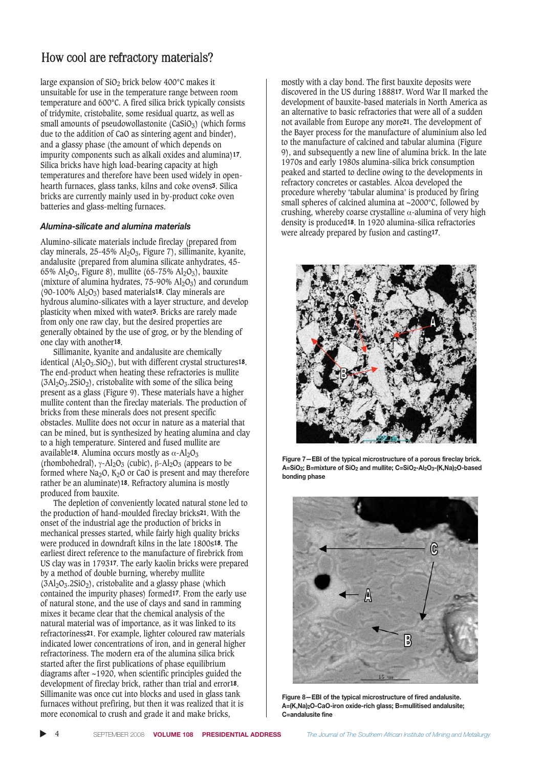large expansion of $SiO_2$ brick below 400°C makes it unsuitable for use in the temperature range between room temperature and 600°C. A fired silica brick typically consists of tridymite, cristobalite, some residual quartz, as well as small amounts of pseudowollastonite ($CaSiO_3$) (which forms due to the addition of CaO as sintering agent and binder), and a glassy phase (the amount of which depends on impurity components such as alkali oxides and alumina)[17]. Silica bricks have high load-bearing capacity at high temperatures and therefore have been used widely in open-hearth furnaces, glass tanks, kilns and coke ovens[3]. Silica bricks are currently mainly used in by-product coke oven batteries and glass-melting furnaces.

### *Alumina-silicate and alumina materials*

Alumino-silicate materials include fireclay (prepared from clay minerals, 25-45% $Al_2O_3$, Figure 7), sillimanite, kyanite, andalusite (prepared from alumina silicate anhydrates, 45-65% $Al_2O_3$, Figure 8), mullite (65-75% $Al_2O_3$), bauxite (mixture of alumina hydrates, 75-90% $Al_2O_3$) and corundum (90-100% $Al_2O_3$) based materials[18]. Clay minerals are hydrous alumino-silicates with a layer structure, and develop plasticity when mixed with water[3]. Bricks are rarely made from only one raw clay, but the desired properties are generally obtained by the use of grog, or by the blending of one clay with another[18].

Sillimanite, kyanite and andalusite are chemically identical ($Al_2O_3.SiO_2$), but with different crystal structures[18]. The end-product when heating these refractories is mullite ($3Al_2O_3.2SiO_2$), cristobalite with some of the silica being present as a glass (Figure 9). These materials have a higher mullite content than the fireclay materials. The production of bricks from these minerals does not present specific obstacles. Mullite does not occur in nature as a material that can be mined, but is synthesized by heating alumina and clay to a high temperature. Sintered and fused mullite are available[18]. Alumina occurs mostly as $\alpha$-$Al_2O_3$ (rhombohedral), $\gamma$-$Al_2O_3$ (cubic), $\beta$-$Al_2O_3$ (appears to be formed where $Na_2O$, $K_2O$ or CaO is present and may therefore rather be an aluminate)[18]. Refractory alumina is mostly produced from bauxite.

The depletion of conveniently located natural stone led to the production of hand-moulded fireclay bricks[21]. With the onset of the industrial age the production of bricks in mechanical presses started, while fairly high quality bricks were produced in downdraft kilns in the late 1800s[18]. The earliest direct reference to the manufacture of firebrick from US clay was in 1793[17]. The early kaolin bricks were prepared by a method of double burning, whereby mullite ($3Al_2O_3.2SiO_2$), cristobalite and a glassy phase (which contained the impurity phases) formed[17]. From the early use of natural stone, and the use of clays and sand in ramming mixes it became clear that the chemical analysis of the natural material was of importance, as it was linked to its refractoriness[21]. For example, lighter coloured raw materials indicated lower concentrations of iron, and in general higher refractoriness. The modern era of the alumina silica brick started after the first publications of phase equilibrium diagrams after ~1920, when scientific principles guided the development of fireclay brick, rather than trial and error[18]. Sillimanite was once cut into blocks and used in glass tank furnaces without prefiring, but then it was realized that it is more economical to crush and grade it and make bricks, mostly with a clay bond. The first bauxite deposits were discovered in the US during 1888[17]. Word War II marked the development of bauxite-based materials in North America as an alternative to basic refractories that were all of a sudden not available from Europe any more[21]. The development of the Bayer process for the manufacture of aluminium also led to the manufacture of calcined and tabular alumina (Figure 9), and subsequently a new line of alumina brick. In the late 1970s and early 1980s alumina-silica brick consumption peaked and started to decline owing to the developments in refractory concretes or castables. Alcoa developed the procedure whereby 'tabular alumina' is produced by firing small spheres of calcined alumina at ~2000°C, followed by crushing, whereby coarse crystalline $\alpha$-alumina of very high density is produced[18]. In 1920 alumina-silica refractories were already prepared by fusion and casting[17].

**Figure 7—EBI of the typical microstructure of a porous fireclay brick. A=$SiO_2$; B=mixture of $SiO_2$ and mullite; C=$SiO_2$-$Al_2O_3$-$(K,Na)_2O$-based bonding phase**

**Figure 8—EBI of the typical microstructure of fired andalusite. A=$(K,Na)_2O$-CaO-iron oxide-rich glass; B=mullitised andalusite; C=andalusite fine**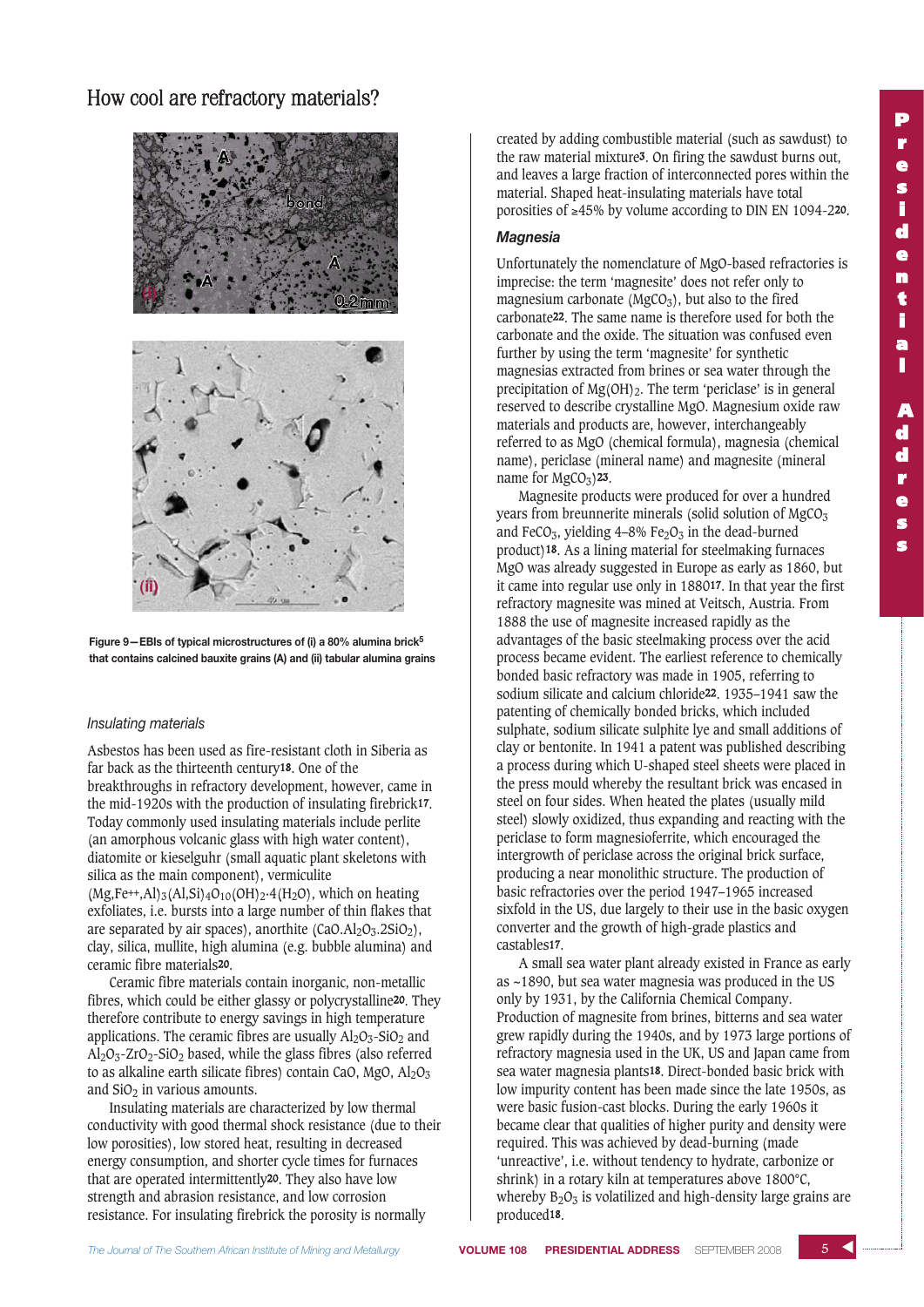## How cool are refractory materials?

Figure 9—EBIs of typical microstructures of (i) a 80% alumina brick[5] that contains calcined bauxite grains (A) and (ii) tabular alumina grains

### *Insulating materials*

Asbestos has been used as fire-resistant cloth in Siberia as far back as the thirteenth century[18]. One of the breakthroughs in refractory development, however, came in the mid-1920s with the production of insulating firebrick[17]. Today commonly used insulating materials include perlite (an amorphous volcanic glass with high water content), diatomite or kieselguhr (small aquatic plant skeletons with silica as the main component), vermiculite $(Mg,Fe^{++},Al)_3(Al,Si)_4O_{10}(OH)_2{\cdot}4(H_2O)$, which on heating exfoliates, i.e. bursts into a large number of thin flakes that are separated by air spaces), anorthite $(CaO.Al_2O_3.2SiO_2)$, clay, silica, mullite, high alumina (e.g. bubble alumina) and ceramic fibre materials[20].

Ceramic fibre materials contain inorganic, non-metallic fibres, which could be either glassy or polycrystalline[20]. They therefore contribute to energy savings in high temperature applications. The ceramic fibres are usually $Al_2O_3$-$SiO_2$ and $Al_2O_3$-$ZrO_2$-$SiO_2$ based, while the glass fibres (also referred to as alkaline earth silicate fibres) contain CaO, MgO, $Al_2O_3$ and $SiO_2$ in various amounts.

Insulating materials are characterized by low thermal conductivity with good thermal shock resistance (due to their low porosities), low stored heat, resulting in decreased energy consumption, and shorter cycle times for furnaces that are operated intermittently[20]. They also have low strength and abrasion resistance, and low corrosion resistance. For insulating firebrick the porosity is normally created by adding combustible material (such as sawdust) to the raw material mixture[3]. On firing the sawdust burns out, and leaves a large fraction of interconnected pores within the material. Shaped heat-insulating materials have total porosities of ≥45% by volume according to DIN EN 1094-2[20].

### *Magnesia*

Unfortunately the nomenclature of MgO-based refractories is imprecise: the term 'magnesite' does not refer only to magnesium carbonate $(MgCO_3)$, but also to the fired carbonate[22]. The same name is therefore used for both the carbonate and the oxide. The situation was confused even further by using the term 'magnesite' for synthetic magnesias extracted from brines or sea water through the precipitation of $Mg(OH)_2$. The term 'periclase' is in general reserved to describe crystalline MgO. Magnesium oxide raw materials and products are, however, interchangeably referred to as MgO (chemical formula), magnesia (chemical name), periclase (mineral name) and magnesite (mineral name for $MgCO_3$)[23].

Magnesite products were produced for over a hundred years from breunnerite minerals (solid solution of $MgCO_3$ and $FeCO_3$, yielding 4–8% $Fe_2O_3$ in the dead-burned product)[18]. As a lining material for steelmaking furnaces MgO was already suggested in Europe as early as 1860, but it came into regular use only in 1880[17]. In that year the first refractory magnesite was mined at Veitsch, Austria. From 1888 the use of magnesite increased rapidly as the advantages of the basic steelmaking process over the acid process became evident. The earliest reference to chemically bonded basic refractory was made in 1905, referring to sodium silicate and calcium chloride[22]. 1935–1941 saw the patenting of chemically bonded bricks, which included sulphate, sodium silicate sulphite lye and small additions of clay or bentonite. In 1941 a patent was published describing a process during which U-shaped steel sheets were placed in the press mould whereby the resultant brick was encased in steel on four sides. When heated the plates (usually mild steel) slowly oxidized, thus expanding and reacting with the periclase to form magnesioferrite, which encouraged the intergrowth of periclase across the original brick surface, producing a near monolithic structure. The production of basic refractories over the period 1947–1965 increased sixfold in the US, due largely to their use in the basic oxygen converter and the growth of high-grade plastics and castables[17].

A small sea water plant already existed in France as early as ~1890, but sea water magnesia was produced in the US only by 1931, by the California Chemical Company. Production of magnesite from brines, bitterns and sea water grew rapidly during the 1940s, and by 1973 large portions of refractory magnesia used in the UK, US and Japan came from sea water magnesia plants[18]. Direct-bonded basic brick with low impurity content has been made since the late 1950s, as were basic fusion-cast blocks. During the early 1960s it became clear that qualities of higher purity and density were required. This was achieved by dead-burning (made 'unreactive', i.e. without tendency to hydrate, carbonize or shrink) in a rotary kiln at temperatures above 1800°C, whereby $B_2O_3$ is volatilized and high-density large grains are produced[18].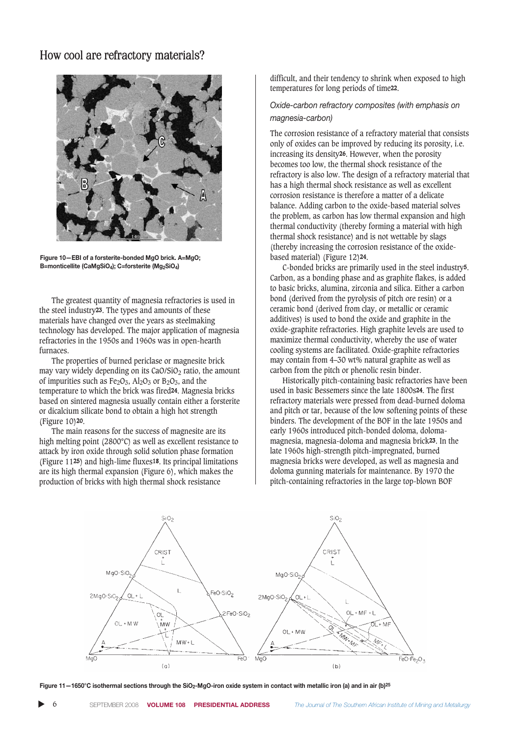Figure 10—EBI of a forsterite-bonded MgO brick. A=MgO; B=monticellite ($CaMgSiO_4$); C=forsterite ($Mg_2SiO_4$)

The greatest quantity of magnesia refractories is used in the steel industry[23]. The types and amounts of these materials have changed over the years as steelmaking technology has developed. The major application of magnesia refractories in the 1950s and 1960s was in open-hearth furnaces.

The properties of burned periclase or magnesite brick may vary widely depending on its $CaO/SiO_2$ ratio, the amount of impurities such as $Fe_2O_3$, $Al_2O_3$ or $B_2O_3$, and the temperature to which the brick was fired[24]. Magnesia bricks based on sintered magnesia usually contain either a forsterite or dicalcium silicate bond to obtain a high hot strength (Figure 10)[20].

The main reasons for the success of magnesite are its high melting point (2800°C) as well as excellent resistance to attack by iron oxide through solid solution phase formation (Figure 11[25]) and high-lime fluxes[18]. Its principal limitations are its high thermal expansion (Figure 6), which makes the production of bricks with high thermal shock resistance difficult, and their tendency to shrink when exposed to high temperatures for long periods of time[22].

*Oxide-carbon refractory composites (with emphasis on magnesia-carbon)*

The corrosion resistance of a refractory material that consists only of oxides can be improved by reducing its porosity, i.e. increasing its density[26]. However, when the porosity becomes too low, the thermal shock resistance of the refractory is also low. The design of a refractory material that has a high thermal shock resistance as well as excellent corrosion resistance is therefore a matter of a delicate balance. Adding carbon to the oxide-based material solves the problem, as carbon has low thermal expansion and high thermal conductivity (thereby forming a material with high thermal shock resistance) and is not wettable by slags (thereby increasing the corrosion resistance of the oxide-based material) (Figure 12)[24].

C-bonded bricks are primarily used in the steel industry[5]. Carbon, as a bonding phase and as graphite flakes, is added to basic bricks, alumina, zirconia and silica. Either a carbon bond (derived from the pyrolysis of pitch ore resin) or a ceramic bond (derived from clay, or metallic or ceramic additives) is used to bond the oxide and graphite in the oxide-graphite refractories. High graphite levels are used to maximize thermal conductivity, whereby the use of water cooling systems are facilitated. Oxide-graphite refractories may contain from 4–30 wt% natural graphite as well as carbon from the pitch or phenolic resin binder.

Historically pitch-containing basic refractories have been used in basic Bessemers since the late 1800s[24]. The first refractory materials were pressed from dead-burned doloma and pitch or tar, because of the low softening points of these binders. The development of the BOF in the late 1950s and early 1960s introduced pitch-bonded doloma, doloma-magnesia, magnesia-doloma and magnesia brick[23]. In the late 1960s high-strength pitch-impregnated, burned magnesia bricks were developed, as well as magnesia and doloma gunning materials for maintenance. By 1970 the pitch-containing refractories in the large top-blown BOF

Figure 11—1650°C isothermal sections through the $SiO_2$-MgO-iron oxide system in contact with metallic iron (a) and in air (b)[25]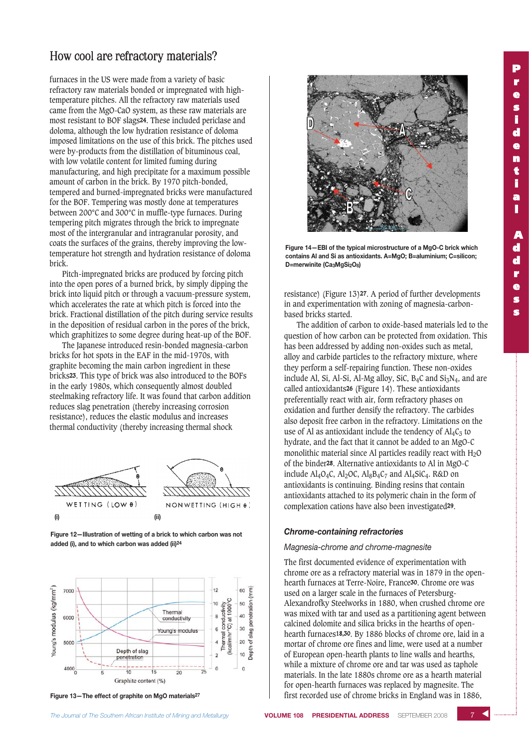## How cool are refractory materials?

furnaces in the US were made from a variety of basic refractory raw materials bonded or impregnated with high-temperature pitches. All the refractory raw materials used came from the MgO-CaO system, as these raw materials are most resistant to BOF slags[24]. These included periclase and doloma, although the low hydration resistance of doloma imposed limitations on the use of this brick. The pitches used were by-products from the distillation of bituminous coal, with low volatile content for limited fuming during manufacturing, and high precipitate for a maximum possible amount of carbon in the brick. By 1970 pitch-bonded, tempered and burned-impregnated bricks were manufactured for the BOF. Tempering was mostly done at temperatures between 200°C and 300°C in muffle-type furnaces. During tempering pitch migrates through the brick to impregnate most of the intergranular and intragranular porosity, and coats the surfaces of the grains, thereby improving the low-temperature hot strength and hydration resistance of doloma brick.

Pitch-impregnated bricks are produced by forcing pitch into the open pores of a burned brick, by simply dipping the brick into liquid pitch or through a vacuum-pressure system, which accelerates the rate at which pitch is forced into the brick. Fractional distillation of the pitch during service results in the deposition of residual carbon in the pores of the brick, which graphitizes to some degree during heat-up of the BOF.

The Japanese introduced resin-bonded magnesia-carbon bricks for hot spots in the EAF in the mid-1970s, with graphite becoming the main carbon ingredient in these bricks[23]. This type of brick was also introduced to the BOFs in the early 1980s, which consequently almost doubled steelmaking refractory life. It was found that carbon addition reduces slag penetration (thereby increasing corrosion resistance), reduces the elastic modulus and increases thermal conductivity (thereby increasing thermal shock resistance) (Figure 13)[27]. A period of further developments in and experimentation with zoning of magnesia-carbon-based bricks started.

Figure 12—Illustration of wetting of a brick to which carbon was not added (i), and to which carbon was added (ii)[24]

Figure 13—The effect of graphite on MgO materials[27]

Figure 14—EBI of the typical microstructure of a MgO-C brick which contains Al and Si as antioxidants. A=MgO; B=aluminium; C=silicon; D=merwinite ($Ca_3MgSi_2O_8$)

The addition of carbon to oxide-based materials led to the question of how carbon can be protected from oxidation. This has been addressed by adding non-oxides such as metal, alloy and carbide particles to the refractory mixture, where they perform a self-repairing function. These non-oxides include Al, Si, Al-Si, Al-Mg alloy, SiC, $B_4C$ and $Si_3N_4$, and are called antioxidants[26] (Figure 14). These antioxidants preferentially react with air, form refractory phases on oxidation and further densify the refractory. The carbides also deposit free carbon in the refractory. Limitations on the use of Al as antioxidant include the tendency of $Al_4C_3$ to hydrate, and the fact that it cannot be added to an MgO-C monolithic material since Al particles readily react with $H_2O$ of the binder[28]. Alternative antioxidants to Al in MgO-C include $Al_4O_4C$, $Al_2OC$, $Al_8B_4C_7$ and $Al_4SiC_4$. R&D on antioxidants is continuing. Binding resins that contain antioxidants attached to its polymeric chain in the form of complexation cations have also been investigated[29].

### *Chrome-containing refractories*

#### *Magnesia-chrome and chrome-magnesite*

The first documented evidence of experimentation with chrome ore as a refractory material was in 1879 in the open-hearth furnaces at Terre-Noire, France[30]. Chrome ore was used on a larger scale in the furnaces of Petersburg-Alexandrofky Steelworks in 1880, when crushed chrome ore was mixed with tar and used as a partitioning agent between calcined dolomite and silica bricks in the hearths of open-hearth furnaces[18,30]. By 1886 blocks of chrome ore, laid in a mortar of chrome ore fines and lime, were used at a number of European open-hearth plants to line walls and hearths, while a mixture of chrome ore and tar was used as taphole materials. In the late 1880s chrome ore as a hearth material for open-hearth furnaces was replaced by magnesite. The first recorded use of chrome bricks in England was in 1886,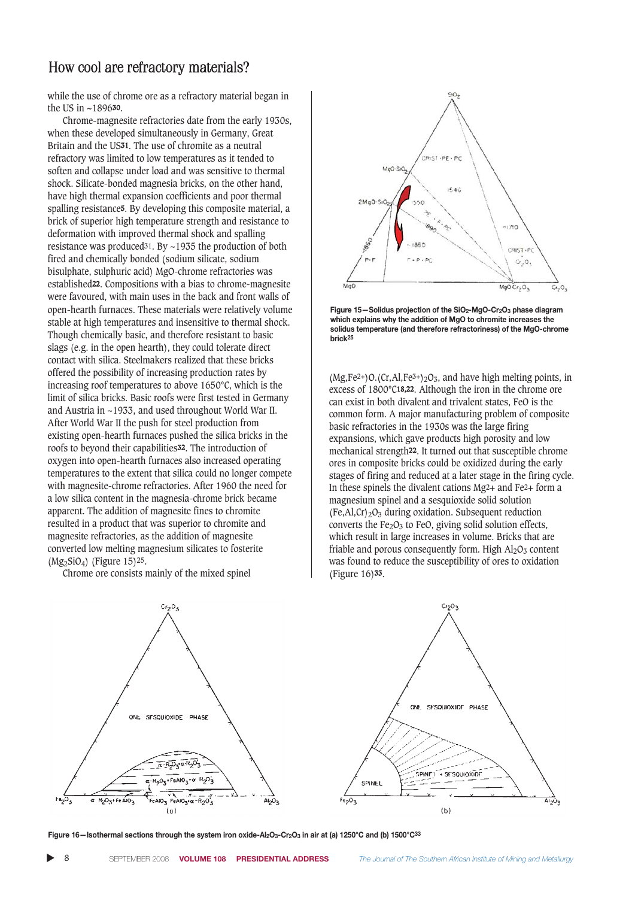while the use of chrome ore as a refractory material began in the US in ~1896[30].

Chrome-magnesite refractories date from the early 1930s, when these developed simultaneously in Germany, Great Britain and the US[31]. The use of chromite as a neutral refractory was limited to low temperatures as it tended to soften and collapse under load and was sensitive to thermal shock. Silicate-bonded magnesia bricks, on the other hand, have high thermal expansion coefficients and poor thermal spalling resistance[5]. By developing this composite material, a brick of superior high temperature strength and resistance to deformation with improved thermal shock and spalling resistance was produced[31]. By ~1935 the production of both fired and chemically bonded (sodium silicate, sodium bisulphate, sulphuric acid) MgO-chrome refractories was established[22]. Compositions with a bias to chrome-magnesite were favoured, with main uses in the back and front walls of open-hearth furnaces. These materials were relatively volume stable at high temperatures and insensitive to thermal shock. Though chemically basic, and therefore resistant to basic slags (e.g. in the open hearth), they could tolerate direct contact with silica. Steelmakers realized that these bricks offered the possibility of increasing production rates by increasing roof temperatures to above 1650°C, which is the limit of silica bricks. Basic roofs were first tested in Germany and Austria in ~1933, and used throughout World War II. After World War II the push for steel production from existing open-hearth furnaces pushed the silica bricks in the roofs to beyond their capabilities[32]. The introduction of oxygen into open-hearth furnaces also increased operating temperatures to the extent that silica could no longer compete with magnesite-chrome refractories. After 1960 the need for a low silica content in the magnesia-chrome brick became apparent. The addition of magnesite fines to chromite resulted in a product that was superior to chromite and magnesite refractories, as the addition of magnesite converted low melting magnesium silicates to fosterite ($Mg_2SiO_4$) (Figure 15)[25].

Chrome ore consists mainly of the mixed spinel $(Mg,Fe^{2+})O.(Cr,Al,Fe^{3+})_2O_3$, and have high melting points, in excess of 1800°C[18,22]. Although the iron in the chrome ore can exist in both divalent and trivalent states, FeO is the common form. A major manufacturing problem of composite basic refractories in the 1930s was the large firing expansions, which gave products high porosity and low mechanical strength[22]. It turned out that susceptible chrome ores in composite bricks could be oxidized during the early stages of firing and reduced at a later stage in the firing cycle. In these spinels the divalent cations $Mg^{2+}$ and $Fe^{2+}$ form a magnesium spinel and a sesquioxide solid solution $(Fe,Al,Cr)_2O_3$ during oxidation. Subsequent reduction converts the $Fe_2O_3$ to FeO, giving solid solution effects, which result in large increases in volume. Bricks that are friable and porous consequently form. High $Al_2O_3$ content was found to reduce the susceptibility of ores to oxidation (Figure 16)[33].

**Figure 15—Solidus projection of the $SiO_2$-MgO-$Cr_2O_3$ phase diagram which explains why the addition of MgO to chromite increases the solidus temperature (and therefore refractoriness) of the MgO-chrome brick[25]**

**Figure 16—Isothermal sections through the system iron oxide-$Al_2O_3$-$Cr_2O_3$ in air at (a) 1250°C and (b) 1500°C[33]**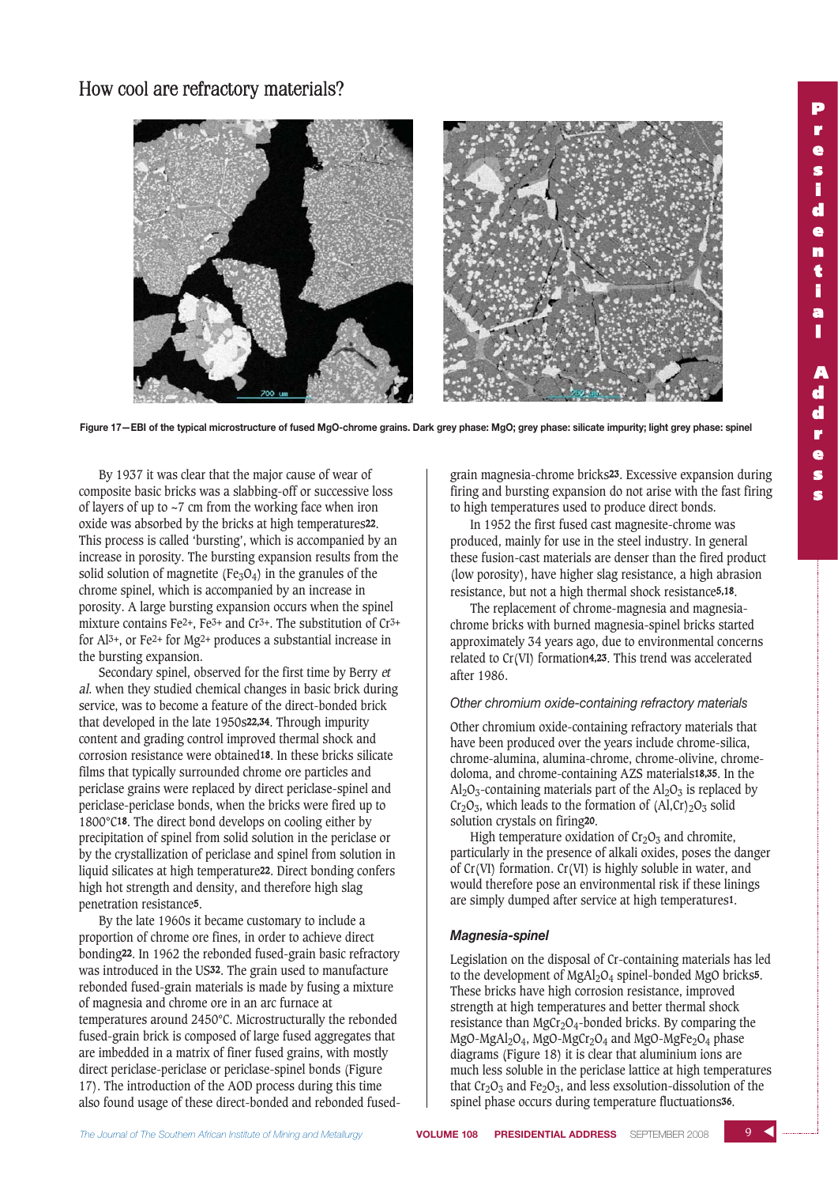Figure 17—EBI of the typical microstructure of fused MgO-chrome grains. Dark grey phase: MgO; grey phase: silicate impurity; light grey phase: spinel

By 1937 it was clear that the major cause of wear of composite basic bricks was a slabbing-off or successive loss of layers of up to ~7 cm from the working face when iron oxide was absorbed by the bricks at high temperatures[22]. This process is called 'bursting', which is accompanied by an increase in porosity. The bursting expansion results from the solid solution of magnetite ($Fe_3O_4$) in the granules of the chrome spinel, which is accompanied by an increase in porosity. A large bursting expansion occurs when the spinel mixture contains $Fe^{2+}$, $Fe^{3+}$ and $Cr^{3+}$. The substitution of $Cr^{3+}$ for $Al^{3+}$, or $Fe^{2+}$ for $Mg^{2+}$ produces a substantial increase in the bursting expansion.

Secondary spinel, observed for the first time by Berry *et al.* when they studied chemical changes in basic brick during service, was to become a feature of the direct-bonded brick that developed in the late 1950s[22,34]. Through impurity content and grading control improved thermal shock and corrosion resistance were obtained[18]. In these bricks silicate films that typically surrounded chrome ore particles and periclase grains were replaced by direct periclase-spinel and periclase-periclase bonds, when the bricks were fired up to 1800°C[18]. The direct bond develops on cooling either by precipitation of spinel from solid solution in the periclase or by the crystallization of periclase and spinel from solution in liquid silicates at high temperature[22]. Direct bonding confers high hot strength and density, and therefore high slag penetration resistance[5].

By the late 1960s it became customary to include a proportion of chrome ore fines, in order to achieve direct bonding[22]. In 1962 the rebonded fused-grain basic refractory was introduced in the US[32]. The grain used to manufacture rebonded fused-grain materials is made by fusing a mixture of magnesia and chrome ore in an arc furnace at temperatures around 2450°C. Microstructurally the rebonded fused-grain brick is composed of large fused aggregates that are imbedded in a matrix of finer fused grains, with mostly direct periclase-periclase or periclase-spinel bonds (Figure 17). The introduction of the AOD process during this time also found usage of these direct-bonded and rebonded fused-grain magnesia-chrome bricks[23]. Excessive expansion during firing and bursting expansion do not arise with the fast firing to high temperatures used to produce direct bonds.

In 1952 the first fused cast magnesite-chrome was produced, mainly for use in the steel industry. In general these fusion-cast materials are denser than the fired product (low porosity), have higher slag resistance, a high abrasion resistance, but not a high thermal shock resistance[5,18].

The replacement of chrome-magnesia and magnesia-chrome bricks with burned magnesia-spinel bricks started approximately 34 years ago, due to environmental concerns related to Cr(VI) formation[4,23]. This trend was accelerated after 1986.

### *Other chromium oxide-containing refractory materials*

Other chromium oxide-containing refractory materials that have been produced over the years include chrome-silica, chrome-alumina, alumina-chrome, chrome-olivine, chrome-doloma, and chrome-containing AZS materials[18,35]. In the $Al_2O_3$-containing materials part of the $Al_2O_3$ is replaced by $Cr_2O_3$, which leads to the formation of $(Al,Cr)_2O_3$ solid solution crystals on firing[20].

High temperature oxidation of $Cr_2O_3$ and chromite, particularly in the presence of alkali oxides, poses the danger of Cr(VI) formation. Cr(VI) is highly soluble in water, and would therefore pose an environmental risk if these linings are simply dumped after service at high temperatures[1].

### ***Magnesia-spinel***

Legislation on the disposal of Cr-containing materials has led to the development of $MgAl_2O_4$ spinel-bonded MgO bricks[5]. These bricks have high corrosion resistance, improved strength at high temperatures and better thermal shock resistance than $MgCr_2O_4$-bonded bricks. By comparing the MgO-$MgAl_2O_4$, MgO-$MgCr_2O_4$ and MgO-$MgFe_2O_4$ phase diagrams (Figure 18) it is clear that aluminium ions are much less soluble in the periclase lattice at high temperatures that $Cr_2O_3$ and $Fe_2O_3$, and less exsolution-dissolution of the spinel phase occurs during temperature fluctuations[36].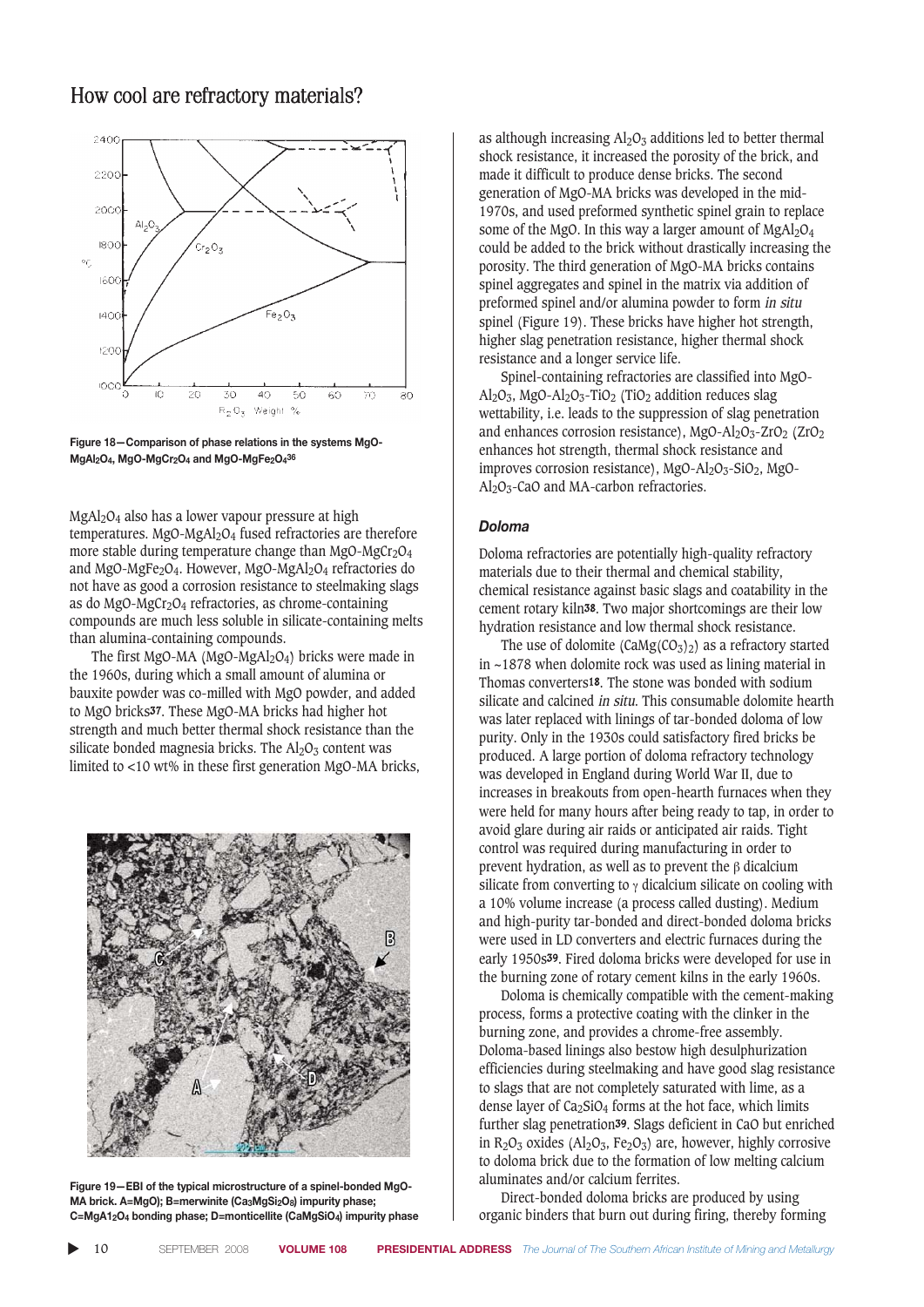Figure 18—Comparison of phase relations in the systems MgO-$MgAl_2O_4$, MgO-$MgCr_2O_4$ and MgO-$MgFe_2O_4$[36]

$MgAl_2O_4$ also has a lower vapour pressure at high temperatures. MgO-$MgAl_2O_4$ fused refractories are therefore more stable during temperature change than MgO-$MgCr_2O_4$ and MgO-$MgFe_2O_4$. However, MgO-$MgAl_2O_4$ refractories do not have as good a corrosion resistance to steelmaking slags as do MgO-$MgCr_2O_4$ refractories, as chrome-containing compounds are much less soluble in silicate-containing melts than alumina-containing compounds.

The first MgO-MA (MgO-$MgAl_2O_4$) bricks were made in the 1960s, during which a small amount of alumina or bauxite powder was co-milled with MgO powder, and added to MgO bricks[37]. These MgO-MA bricks had higher hot strength and much better thermal shock resistance than the silicate bonded magnesia bricks. The $Al_2O_3$ content was limited to <10 wt% in these first generation MgO-MA bricks, as although increasing $Al_2O_3$ additions led to better thermal shock resistance, it increased the porosity of the brick, and made it difficult to produce dense bricks. The second generation of MgO-MA bricks was developed in the mid-1970s, and used preformed synthetic spinel grain to replace some of the MgO. In this way a larger amount of $MgAl_2O_4$ could be added to the brick without drastically increasing the porosity. The third generation of MgO-MA bricks contains spinel aggregates and spinel in the matrix via addition of preformed spinel and/or alumina powder to form *in situ* spinel (Figure 19). These bricks have higher hot strength, higher slag penetration resistance, higher thermal shock resistance and a longer service life.

Figure 19—EBI of the typical microstructure of a spinel-bonded MgO-MA brick. A=MgO); B=merwinite ($Ca_3MgSi_2O_8$) impurity phase; C=$MgAl_2O_4$ bonding phase; D=monticellite ($CaMgSiO_4$) impurity phase

Spinel-containing refractories are classified into MgO-$Al_2O_3$, MgO-$Al_2O_3$-$TiO_2$ ($TiO_2$ addition reduces slag wettability, i.e. leads to the suppression of slag penetration and enhances corrosion resistance), MgO-$Al_2O_3$-$ZrO_2$ ($ZrO_2$ enhances hot strength, thermal shock resistance and improves corrosion resistance), MgO-$Al_2O_3$-$SiO_2$, MgO-$Al_2O_3$-CaO and MA-carbon refractories.

### *Doloma*

Doloma refractories are potentially high-quality refractory materials due to their thermal and chemical stability, chemical resistance against basic slags and coatability in the cement rotary kiln[38]. Two major shortcomings are their low hydration resistance and low thermal shock resistance.

The use of dolomite ($CaMg(CO_3)_2$) as a refractory started in ~1878 when dolomite rock was used as lining material in Thomas converters[18]. The stone was bonded with sodium silicate and calcined *in situ.* This consumable dolomite hearth was later replaced with linings of tar-bonded doloma of low purity. Only in the 1930s could satisfactory fired bricks be produced. A large portion of doloma refractory technology was developed in England during World War II, due to increases in breakouts from open-hearth furnaces when they were held for many hours after being ready to tap, in order to avoid glare during air raids or anticipated air raids. Tight control was required during manufacturing in order to prevent hydration, as well as to prevent the $\beta$ dicalcium silicate from converting to $\gamma$ dicalcium silicate on cooling with a 10% volume increase (a process called dusting). Medium and high-purity tar-bonded and direct-bonded doloma bricks were used in LD converters and electric furnaces during the early 1950s[39]. Fired doloma bricks were developed for use in the burning zone of rotary cement kilns in the early 1960s.

Doloma is chemically compatible with the cement-making process, forms a protective coating with the clinker in the burning zone, and provides a chrome-free assembly. Doloma-based linings also bestow high desulphurization efficiencies during steelmaking and have good slag resistance to slags that are not completely saturated with lime, as a dense layer of $Ca_2SiO_4$ forms at the hot face, which limits further slag penetration[39]. Slags deficient in CaO but enriched in $R_2O_3$ oxides ($Al_2O_3$, $Fe_2O_3$) are, however, highly corrosive to doloma brick due to the formation of low melting calcium aluminates and/or calcium ferrites.

Direct-bonded doloma bricks are produced by using organic binders that burn out during firing, thereby forming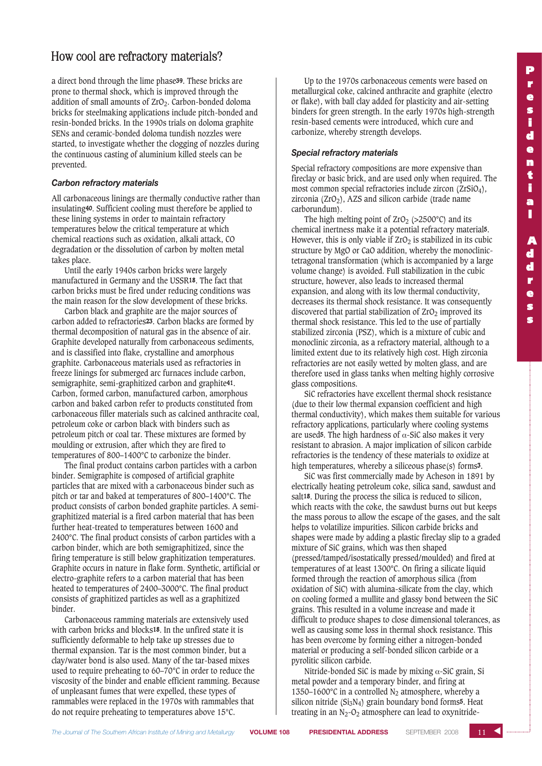a direct bond through the lime phase[39]. These bricks are prone to thermal shock, which is improved through the addition of small amounts of $ZrO_2$. Carbon-bonded doloma bricks for steelmaking applications include pitch-bonded and resin-bonded bricks. In the 1990s trials on doloma graphite SENs and ceramic-bonded doloma tundish nozzles were started, to investigate whether the clogging of nozzles during the continuous casting of aluminium killed steels can be prevented.

### *Carbon refractory materials*

All carbonaceous linings are thermally conductive rather than insulating[40]. Sufficient cooling must therefore be applied to these lining systems in order to maintain refractory temperatures below the critical temperature at which chemical reactions such as oxidation, alkali attack, CO degradation or the dissolution of carbon by molten metal takes place.

Until the early 1940s carbon bricks were largely manufactured in Germany and the USSR[18]. The fact that carbon bricks must be fired under reducing conditions was the main reason for the slow development of these bricks.

Carbon black and graphite are the major sources of carbon added to refractories[23]. Carbon blacks are formed by thermal decomposition of natural gas in the absence of air. Graphite developed naturally from carbonaceous sediments, and is classified into flake, crystalline and amorphous graphite. Carbonaceous materials used as refractories in freeze linings for submerged arc furnaces include carbon, semigraphite, semi-graphitized carbon and graphite[41]. Carbon, formed carbon, manufactured carbon, amorphous carbon and baked carbon refer to products constituted from carbonaceous filler materials such as calcined anthracite coal, petroleum coke or carbon black with binders such as petroleum pitch or coal tar. These mixtures are formed by moulding or extrusion, after which they are fired to temperatures of 800–1400°C to carbonize the binder.

The final product contains carbon particles with a carbon binder. Semigraphite is composed of artificial graphite particles that are mixed with a carbonaceous binder such as pitch or tar and baked at temperatures of 800–1400°C. The product consists of carbon bonded graphite particles. A semi-graphitized material is a fired carbon material that has been further heat-treated to temperatures between 1600 and 2400°C. The final product consists of carbon particles with a carbon binder, which are both semigraphitized, since the firing temperature is still below graphitization temperatures. Graphite occurs in nature in flake form. Synthetic, artificial or electro-graphite refers to a carbon material that has been heated to temperatures of 2400–3000°C. The final product consists of graphitized particles as well as a graphitized binder.

Carbonaceous ramming materials are extensively used with carbon bricks and blocks[18]. In the unfired state it is sufficiently deformable to help take up stresses due to thermal expansion. Tar is the most common binder, but a clay/water bond is also used. Many of the tar-based mixes used to require preheating to 60–70°C in order to reduce the viscosity of the binder and enable efficient ramming. Because of unpleasant fumes that were expelled, these types of rammables were replaced in the 1970s with rammables that do not require preheating to temperatures above 15°C.

Up to the 1970s carbonaceous cements were based on metallurgical coke, calcined anthracite and graphite (electro or flake), with ball clay added for plasticity and air-setting binders for green strength. In the early 1970s high-strength resin-based cements were introduced, which cure and carbonize, whereby strength develops.

### *Special refractory materials*

Special refractory compositions are more expensive than fireclay or basic brick, and are used only when required. The most common special refractories include zircon ($ZrSiO_4$), zirconia ($ZrO_2$), AZS and silicon carbide (trade name carborundum).

The high melting point of $ZrO_2$ (>2500°C) and its chemical inertness make it a potential refractory material[5]. However, this is only viable if $ZrO_2$ is stabilized in its cubic structure by MgO or CaO addition, whereby the monoclinic-tetragonal transformation (which is accompanied by a large volume change) is avoided. Full stabilization in the cubic structure, however, also leads to increased thermal expansion, and along with its low thermal conductivity, decreases its thermal shock resistance. It was consequently discovered that partial stabilization of $ZrO_2$ improved its thermal shock resistance. This led to the use of partially stabilized zirconia (PSZ), which is a mixture of cubic and monoclinic zirconia, as a refractory material, although to a limited extent due to its relatively high cost. High zirconia refractories are not easily wetted by molten glass, and are therefore used in glass tanks when melting highly corrosive glass compositions.

SiC refractories have excellent thermal shock resistance (due to their low thermal expansion coefficient and high thermal conductivity), which makes them suitable for various refractory applications, particularly where cooling systems are used[5]. The high hardness of $\alpha$-SiC also makes it very resistant to abrasion. A major implication of silicon carbide refractories is the tendency of these materials to oxidize at high temperatures, whereby a siliceous phase(s) forms[3].

SiC was first commercially made by Acheson in 1891 by electrically heating petroleum coke, silica sand, sawdust and salt[18]. During the process the silica is reduced to silicon, which reacts with the coke, the sawdust burns out but keeps the mass porous to allow the escape of the gases, and the salt helps to volatilize impurities. Silicon carbide bricks and shapes were made by adding a plastic fireclay slip to a graded mixture of SiC grains, which was then shaped (pressed/tamped/isostatically pressed/moulded) and fired at temperatures of at least 1300°C. On firing a silicate liquid formed through the reaction of amorphous silica (from oxidation of SiC) with alumina-silicate from the clay, which on cooling formed a mullite and glassy bond between the SiC grains. This resulted in a volume increase and made it difficult to produce shapes to close dimensional tolerances, as well as causing some loss in thermal shock resistance. This has been overcome by forming either a nitrogen-bonded material or producing a self-bonded silicon carbide or a pyrolitic silicon carbide.

Nitride-bonded SiC is made by mixing $\alpha$-SiC grain, Si metal powder and a temporary binder, and firing at 1350–1600°C in a controlled $N_2$ atmosphere, whereby a silicon nitride ($Si_3N_4$) grain boundary bond forms[5]. Heat treating in an $N_2$-$O_2$ atmosphere can lead to oxynitride-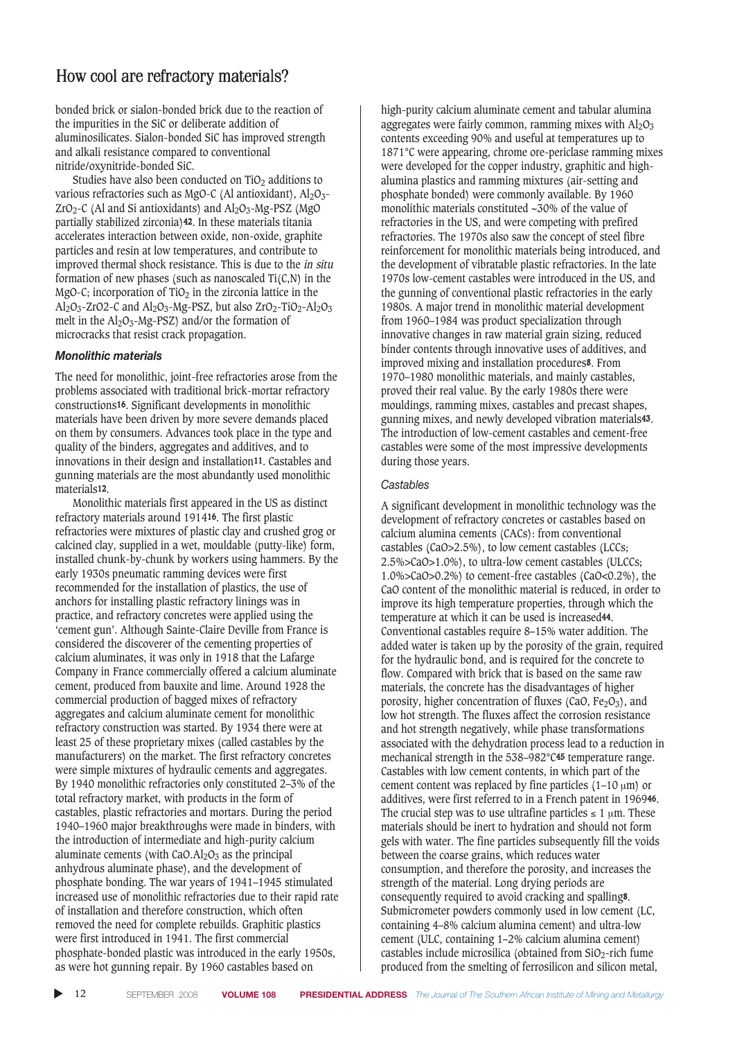bonded brick or sialon-bonded brick due to the reaction of the impurities in the SiC or deliberate addition of aluminosilicates. Sialon-bonded SiC has improved strength and alkali resistance compared to conventional nitride/oxynitride-bonded SiC.

Studies have also been conducted on $TiO_2$ additions to various refractories such as MgO-C (Al antioxidant), $Al_2O_3$-$ZrO_2$-C (Al and Si antioxidants) and $Al_2O_3$-Mg-PSZ (MgO partially stabilized zirconia)[42]. In these materials titania accelerates interaction between oxide, non-oxide, graphite particles and resin at low temperatures, and contribute to improved thermal shock resistance. This is due to the *in situ* formation of new phases (such as nanoscaled Ti(C,N) in the MgO-C; incorporation of $TiO_2$ in the zirconia lattice in the $Al_2O_3$-$ZrO2$-C and $Al_2O_3$-Mg-PSZ, but also $ZrO_2$-$TiO_2$-$Al_2O_3$ melt in the $Al_2O_3$-Mg-PSZ) and/or the formation of microcracks that resist crack propagation.

### *Monolithic materials*

The need for monolithic, joint-free refractories arose from the problems associated with traditional brick-mortar refractory constructions[16]. Significant developments in monolithic materials have been driven by more severe demands placed on them by consumers. Advances took place in the type and quality of the binders, aggregates and additives, and to innovations in their design and installation[11]. Castables and gunning materials are the most abundantly used monolithic materials[12].

Monolithic materials first appeared in the US as distinct refractory materials around 1914[16]. The first plastic refractories were mixtures of plastic clay and crushed grog or calcined clay, supplied in a wet, mouldable (putty-like) form, installed chunk-by-chunk by workers using hammers. By the early 1930s pneumatic ramming devices were first recommended for the installation of plastics, the use of anchors for installing plastic refractory linings was in practice, and refractory concretes were applied using the 'cement gun'. Although Sainte-Claire Deville from France is considered the discoverer of the cementing properties of calcium aluminates, it was only in 1918 that the Lafarge Company in France commercially offered a calcium aluminate cement, produced from bauxite and lime. Around 1928 the commercial production of bagged mixes of refractory aggregates and calcium aluminate cement for monolithic refractory construction was started. By 1934 there were at least 25 of these proprietary mixes (called castables by the manufacturers) on the market. The first refractory concretes were simple mixtures of hydraulic cements and aggregates. By 1940 monolithic refractories only constituted 2–3% of the total refractory market, with products in the form of castables, plastic refractories and mortars. During the period 1940–1960 major breakthroughs were made in binders, with the introduction of intermediate and high-purity calcium aluminate cements (with $CaO.Al_2O_3$ as the principal anhydrous aluminate phase), and the development of phosphate bonding. The war years of 1941–1945 stimulated increased use of monolithic refractories due to their rapid rate of installation and therefore construction, which often removed the need for complete rebuilds. Graphitic plastics were first introduced in 1941. The first commercial phosphate-bonded plastic was introduced in the early 1950s, as were hot gunning repair. By 1960 castables based on high-purity calcium aluminate cement and tabular alumina aggregates were fairly common, ramming mixes with $Al_2O_3$ contents exceeding 90% and useful at temperatures up to 1871°C were appearing, chrome ore-periclase ramming mixes were developed for the copper industry, graphitic and high-alumina plastics and ramming mixtures (air-setting and phosphate bonded) were commonly available. By 1960 monolithic materials constituted ~30% of the value of refractories in the US, and were competing with prefired refractories. The 1970s also saw the concept of steel fibre reinforcement for monolithic materials being introduced, and the development of vibratable plastic refractories. In the late 1970s low-cement castables were introduced in the US, and the gunning of conventional plastic refractories in the early 1980s. A major trend in monolithic material development from 1960–1984 was product specialization through innovative changes in raw material grain sizing, reduced binder contents through innovative uses of additives, and improved mixing and installation procedures[8]. From 1970–1980 monolithic materials, and mainly castables, proved their real value. By the early 1980s there were mouldings, ramming mixes, castables and precast shapes, gunning mixes, and newly developed vibration materials[43]. The introduction of low-cement castables and cement-free castables were some of the most impressive developments during those years.

#### *Castables*

A significant development in monolithic technology was the development of refractory concretes or castables based on calcium alumina cements (CACs): from conventional castables (CaO>2.5%), to low cement castables (LCCs; 2.5%>CaO>1.0%), to ultra-low cement castables (ULCCs; 1.0%>CaO>0.2%) to cement-free castables (CaO<0.2%), the CaO content of the monolithic material is reduced, in order to improve its high temperature properties, through which the temperature at which it can be used is increased[44]. Conventional castables require 8–15% water addition. The added water is taken up by the porosity of the grain, required for the hydraulic bond, and is required for the concrete to flow. Compared with brick that is based on the same raw materials, the concrete has the disadvantages of higher porosity, higher concentration of fluxes (CaO, $Fe_2O_3$), and low hot strength. The fluxes affect the corrosion resistance and hot strength negatively, while phase transformations associated with the dehydration process lead to a reduction in mechanical strength in the 538–982°C[45] temperature range. Castables with low cement contents, in which part of the cement content was replaced by fine particles (1–10 μm) or additives, were first referred to in a French patent in 1969[46]. The crucial step was to use ultrafine particles ≤ 1 μm. These materials should be inert to hydration and should not form gels with water. The fine particles subsequently fill the voids between the coarse grains, which reduces water consumption, and therefore the porosity, and increases the strength of the material. Long drying periods are consequently required to avoid cracking and spalling[8]. Submicrometer powders commonly used in low cement (LC, containing 4–8% calcium alumina cement) and ultra-low cement (ULC, containing 1–2% calcium alumina cement) castables include microsilica (obtained from $SiO_2$-rich fume produced from the smelting of ferrosilicon and silicon metal,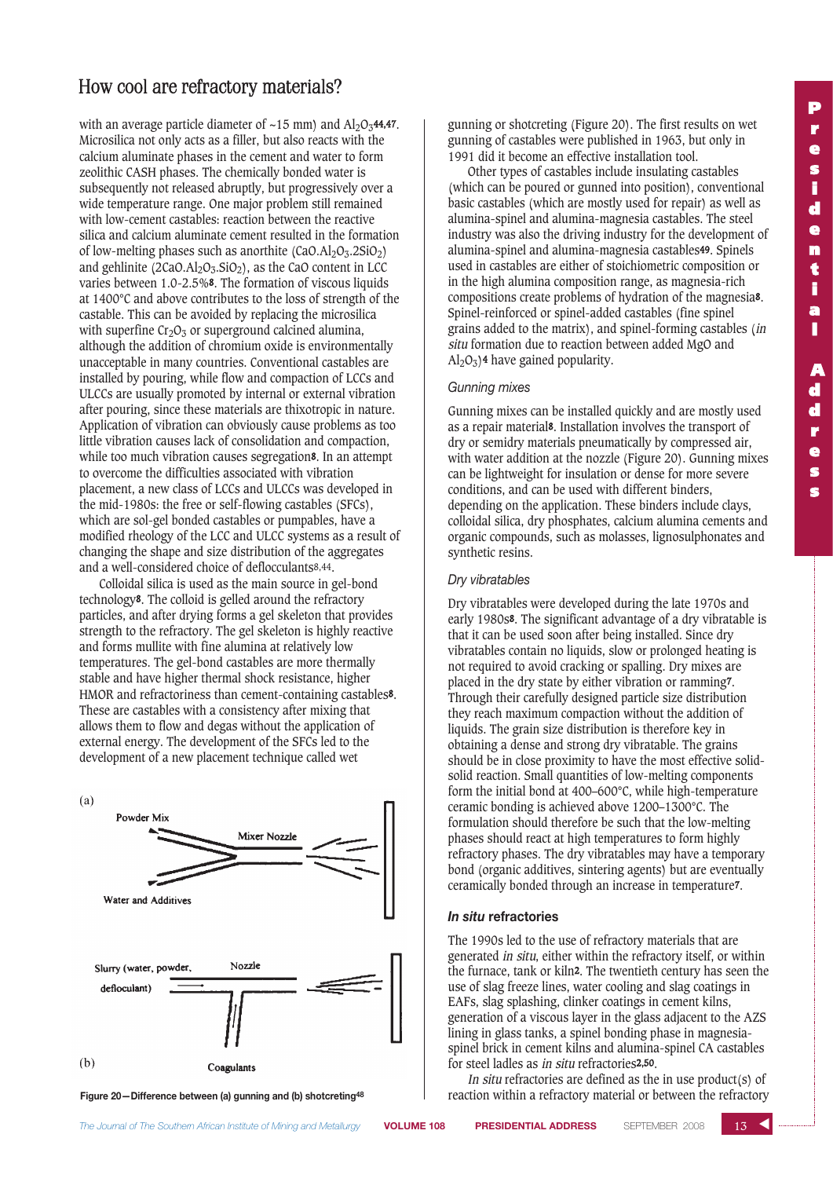with an average particle diameter of ~15 mm) and $Al_2O_3$[44,47]. Microsilica not only acts as a filler, but also reacts with the calcium aluminate phases in the cement and water to form zeolithic CASH phases. The chemically bonded water is subsequently not released abruptly, but progressively over a wide temperature range. One major problem still remained with low-cement castables: reaction between the reactive silica and calcium aluminate cement resulted in the formation of low-melting phases such as anorthite ($CaO.Al_2O_3.2SiO_2$) and gehlinite ($2CaO.Al_2O_3.SiO_2$), as the CaO content in LCC varies between 1.0-2.5%[8]. The formation of viscous liquids at 1400°C and above contributes to the loss of strength of the castable. This can be avoided by replacing the microsilica with superfine $Cr_2O_3$ or superground calcined alumina, although the addition of chromium oxide is environmentally unacceptable in many countries. Conventional castables are installed by pouring, while flow and compaction of LCCs and ULCCs are usually promoted by internal or external vibration after pouring, since these materials are thixotropic in nature. Application of vibration can obviously cause problems as too little vibration causes lack of consolidation and compaction, while too much vibration causes segregation[8]. In an attempt to overcome the difficulties associated with vibration placement, a new class of LCCs and ULCCs was developed in the mid-1980s: the free or self-flowing castables (SFCs), which are sol-gel bonded castables or pumpables, have a modified rheology of the LCC and ULCC systems as a result of changing the shape and size distribution of the aggregates and a well-considered choice of deflocculants[8,44].

Colloidal silica is used as the main source in gel-bond technology[8]. The colloid is gelled around the refractory particles, and after drying forms a gel skeleton that provides strength to the refractory. The gel skeleton is highly reactive and forms mullite with fine alumina at relatively low temperatures. The gel-bond castables are more thermally stable and have higher thermal shock resistance, higher HMOR and refractoriness than cement-containing castables[8]. These are castables with a consistency after mixing that allows them to flow and degas without the application of external energy. The development of the SFCs led to the development of a new placement technique called wet gunning or shotcreting (Figure 20). The first results on wet gunning of castables were published in 1963, but only in 1991 did it become an effective installation tool.

Figure 20—Difference between (a) gunning and (b) shotcreting[48]

Other types of castables include insulating castables (which can be poured or gunned into position), conventional basic castables (which are mostly used for repair) as well as alumina-spinel and alumina-magnesia castables. The steel industry was also the driving industry for the development of alumina-spinel and alumina-magnesia castables[49]. Spinels used in castables are either of stoichiometric composition or in the high alumina composition range, as magnesia-rich compositions create problems of hydration of the magnesia[8]. Spinel-reinforced or spinel-added castables (fine spinel grains added to the matrix), and spinel-forming castables (*in situ* formation due to reaction between added MgO and $Al_2O_3$)[4] have gained popularity.

*Gunning mixes*

Gunning mixes can be installed quickly and are mostly used as a repair material[8]. Installation involves the transport of dry or semidry materials pneumatically by compressed air, with water addition at the nozzle (Figure 20). Gunning mixes can be lightweight for insulation or dense for more severe conditions, and can be used with different binders, depending on the application. These binders include clays, colloidal silica, dry phosphates, calcium alumina cements and organic compounds, such as molasses, lignosulphonates and synthetic resins.

*Dry vibratables*

Dry vibratables were developed during the late 1970s and early 1980s[8]. The significant advantage of a dry vibratable is that it can be used soon after being installed. Since dry vibratables contain no liquids, slow or prolonged heating is not required to avoid cracking or spalling. Dry mixes are placed in the dry state by either vibration or ramming[7]. Through their carefully designed particle size distribution they reach maximum compaction without the addition of liquids. The grain size distribution is therefore key in obtaining a dense and strong dry vibratable. The grains should be in close proximity to have the most effective solid-solid reaction. Small quantities of low-melting components form the initial bond at 400–600°C, while high-temperature ceramic bonding is achieved above 1200–1300°C. The formulation should therefore be such that the low-melting phases should react at high temperatures to form highly refractory phases. The dry vibratables may have a temporary bond (organic additives, sintering agents) but are eventually ceramically bonded through an increase in temperature[7].

### *In situ* refractories

The 1990s led to the use of refractory materials that are generated *in situ*, either within the refractory itself, or within the furnace, tank or kiln[2]. The twentieth century has seen the use of slag freeze lines, water cooling and slag coatings in EAFs, slag splashing, clinker coatings in cement kilns, generation of a viscous layer in the glass adjacent to the AZS lining in glass tanks, a spinel bonding phase in magnesia-spinel brick in cement kilns and alumina-spinel CA castables for steel ladles as *in situ* refractories[2,50].

*In situ* refractories are defined as the in use product(s) of reaction within a refractory material or between the refractory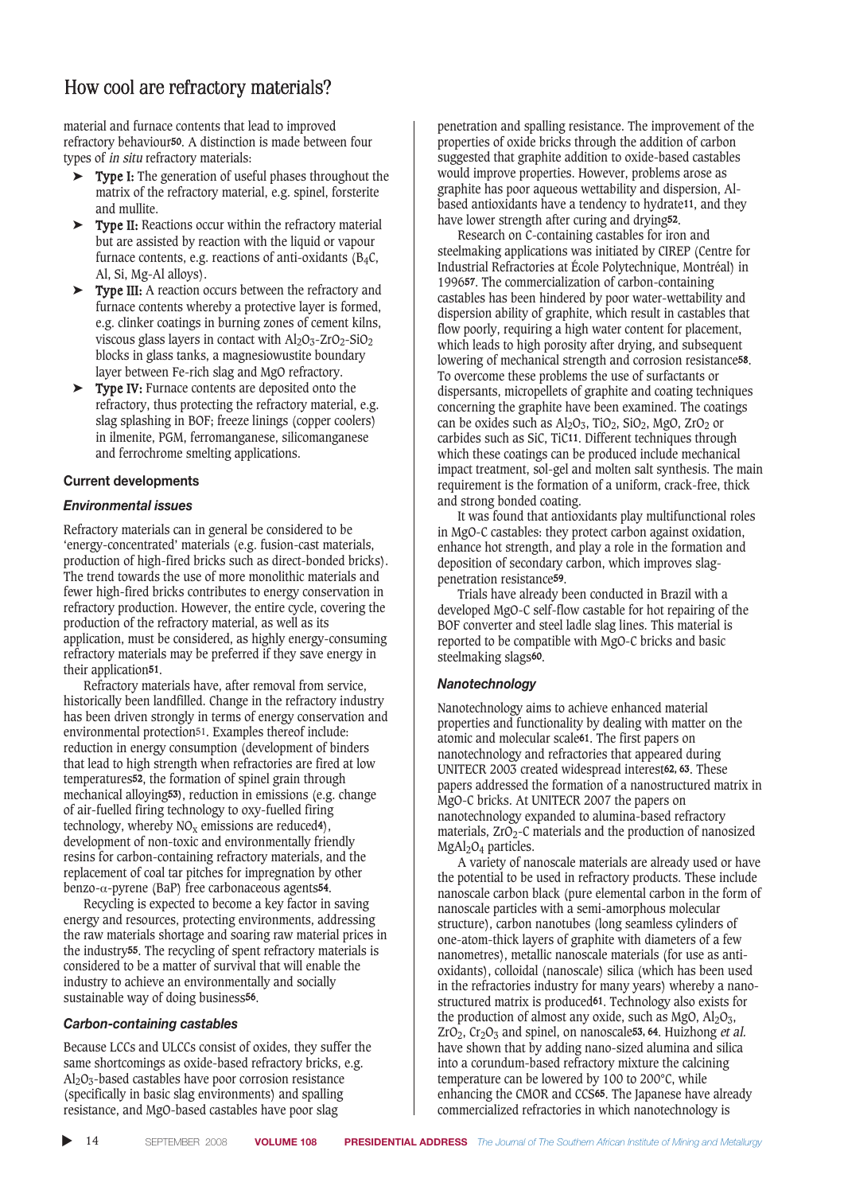material and furnace contents that lead to improved refractory behaviour[50]. A distinction is made between four types of *in situ* refractory materials:

- **Type I:** The generation of useful phases throughout the matrix of the refractory material, e.g. spinel, forsterite and mullite.
- **Type II:** Reactions occur within the refractory material but are assisted by reaction with the liquid or vapour furnace contents, e.g. reactions of anti-oxidants ($B_4C$, Al, Si, Mg-Al alloys).
- **Type III:** A reaction occurs between the refractory and furnace contents whereby a protective layer is formed, e.g. clinker coatings in burning zones of cement kilns, viscous glass layers in contact with $Al_2O_3$-$ZrO_2$-$SiO_2$ blocks in glass tanks, a magnesiowustite boundary layer between Fe-rich slag and MgO refractory.
- **Type IV:** Furnace contents are deposited onto the refractory, thus protecting the refractory material, e.g. slag splashing in BOF; freeze linings (copper coolers) in ilmenite, PGM, ferromanganese, silicomanganese and ferrochrome smelting applications.

## Current developments

### *Environmental issues*

Refractory materials can in general be considered to be 'energy-concentrated' materials (e.g. fusion-cast materials, production of high-fired bricks such as direct-bonded bricks). The trend towards the use of more monolithic materials and fewer high-fired bricks contributes to energy conservation in refractory production. However, the entire cycle, covering the production of the refractory material, as well as its application, must be considered, as highly energy-consuming refractory materials may be preferred if they save energy in their application[51].

Refractory materials have, after removal from service, historically been landfilled. Change in the refractory industry has been driven strongly in terms of energy conservation and environmental protection[51]. Examples thereof include: reduction in energy consumption (development of binders that lead to high strength when refractories are fired at low temperatures[52], the formation of spinel grain through mechanical alloying[53]), reduction in emissions (e.g. change of air-fuelled firing technology to oxy-fuelled firing technology, whereby $NO_x$ emissions are reduced[4]), development of non-toxic and environmentally friendly resins for carbon-containing refractory materials, and the replacement of coal tar pitches for impregnation by other benzo-α-pyrene (BaP) free carbonaceous agents[54].

Recycling is expected to become a key factor in saving energy and resources, protecting environments, addressing the raw materials shortage and soaring raw material prices in the industry[55]. The recycling of spent refractory materials is considered to be a matter of survival that will enable the industry to achieve an environmentally and socially sustainable way of doing business[56].

### *Carbon-containing castables*

Because LCCs and ULCCs consist of oxides, they suffer the same shortcomings as oxide-based refractory bricks, e.g. $Al_2O_3$-based castables have poor corrosion resistance (specifically in basic slag environments) and spalling resistance, and MgO-based castables have poor slag penetration and spalling resistance. The improvement of the properties of oxide bricks through the addition of carbon suggested that graphite addition to oxide-based castables would improve properties. However, problems arose as graphite has poor aqueous wettability and dispersion, Al-based antioxidants have a tendency to hydrate[11], and they have lower strength after curing and drying[52].

Research on C-containing castables for iron and steelmaking applications was initiated by CIREP (Centre for Industrial Refractories at École Polytechnique, Montréal) in 1996[57]. The commercialization of carbon-containing castables has been hindered by poor water-wettability and dispersion ability of graphite, which result in castables that flow poorly, requiring a high water content for placement, which leads to high porosity after drying, and subsequent lowering of mechanical strength and corrosion resistance[58]. To overcome these problems the use of surfactants or dispersants, micropellets of graphite and coating techniques concerning the graphite have been examined. The coatings can be oxides such as $Al_2O_3$, $TiO_2$, $SiO_2$, MgO, $ZrO_2$ or carbides such as SiC, TiC[11]. Different techniques through which these coatings can be produced include mechanical impact treatment, sol-gel and molten salt synthesis. The main requirement is the formation of a uniform, crack-free, thick and strong bonded coating.

It was found that antioxidants play multifunctional roles in MgO-C castables: they protect carbon against oxidation, enhance hot strength, and play a role in the formation and deposition of secondary carbon, which improves slag-penetration resistance[59].

Trials have already been conducted in Brazil with a developed MgO-C self-flow castable for hot repairing of the BOF converter and steel ladle slag lines. This material is reported to be compatible with MgO-C bricks and basic steelmaking slags[60].

### *Nanotechnology*

Nanotechnology aims to achieve enhanced material properties and functionality by dealing with matter on the atomic and molecular scale[61]. The first papers on nanotechnology and refractories that appeared during UNITECR 2003 created widespread interest[62, 63]. These papers addressed the formation of a nanostructured matrix in MgO-C bricks. At UNITECR 2007 the papers on nanotechnology expanded to alumina-based refractory materials, $ZrO_2$-C materials and the production of nanosized $MgAl_2O_4$ particles.

A variety of nanoscale materials are already used or have the potential to be used in refractory products. These include nanoscale carbon black (pure elemental carbon in the form of nanoscale particles with a semi-amorphous molecular structure), carbon nanotubes (long seamless cylinders of one-atom-thick layers of graphite with diameters of a few nanometres), metallic nanoscale materials (for use as anti-oxidants), colloidal (nanoscale) silica (which has been used in the refractories industry for many years) whereby a nano-structured matrix is produced[61]. Technology also exists for the production of almost any oxide, such as MgO, $Al_2O_3$, $ZrO_2$, $Cr_2O_3$ and spinel, on nanoscale[53, 64]. Huizhong *et al.* have shown that by adding nano-sized alumina and silica into a corundum-based refractory mixture the calcining temperature can be lowered by 100 to 200°C, while enhancing the CMOR and CCS[65]. The Japanese have already commercialized refractories in which nanotechnology is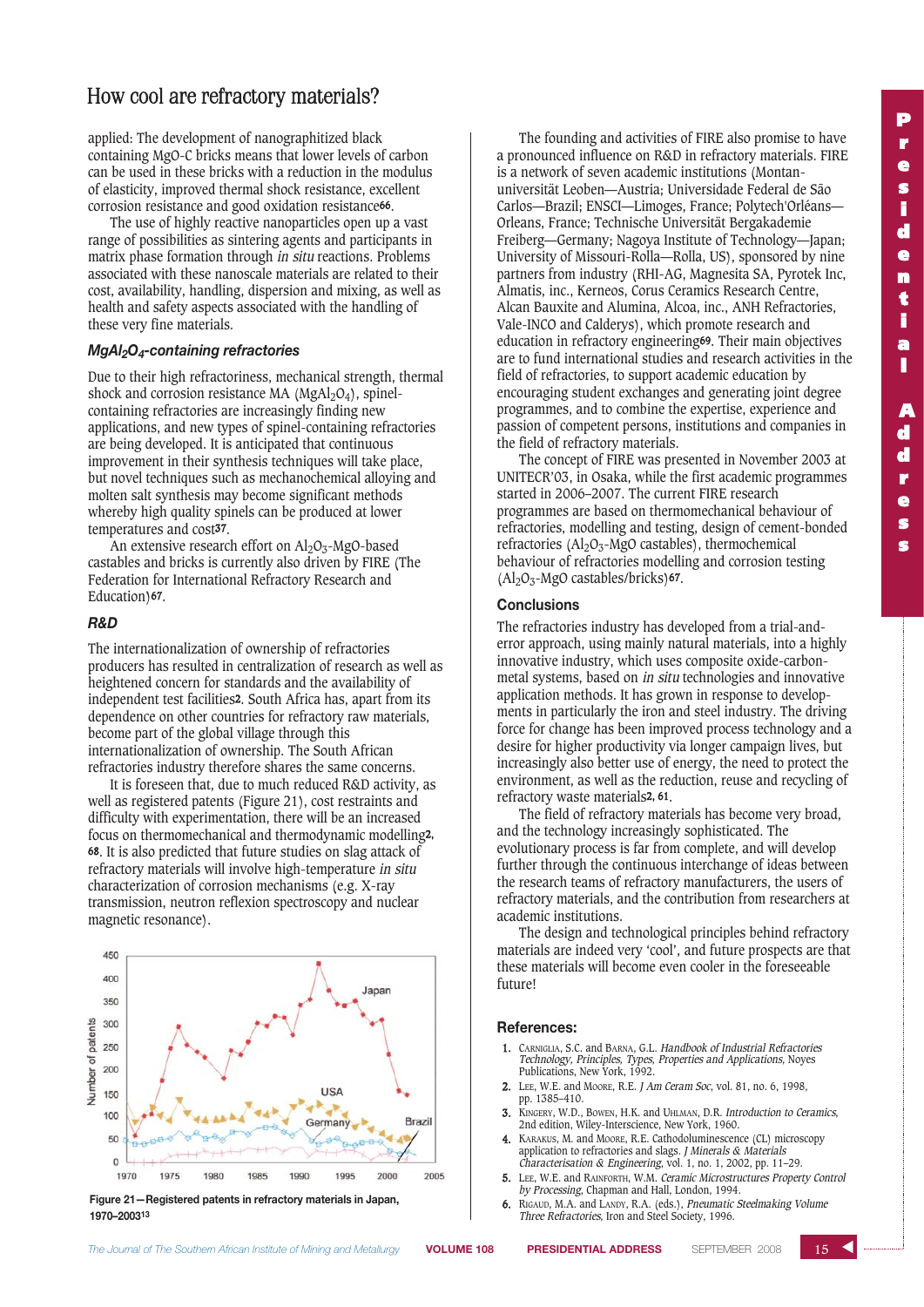# How cool are refractory materials?

applied: The development of nanographitized black containing MgO-C bricks means that lower levels of carbon can be used in these bricks with a reduction in the modulus of elasticity, improved thermal shock resistance, excellent corrosion resistance and good oxidation resistance[66].

The use of highly reactive nanoparticles open up a vast range of possibilities as sintering agents and participants in matrix phase formation through *in situ* reactions. Problems associated with these nanoscale materials are related to their cost, availability, handling, dispersion and mixing, as well as health and safety aspects associated with the handling of these very fine materials.

### *$MgAl_2O_4$-containing refractories*

Due to their high refractoriness, mechanical strength, thermal shock and corrosion resistance MA ($MgAl_2O_4$), spinel-containing refractories are increasingly finding new applications, and new types of spinel-containing refractories are being developed. It is anticipated that continuous improvement in their synthesis techniques will take place, but novel techniques such as mechanochemical alloying and molten salt synthesis may become significant methods whereby high quality spinels can be produced at lower temperatures and cost[37].

An extensive research effort on $Al_2O_3$-MgO-based castables and bricks is currently also driven by FIRE (The Federation for International Refractory Research and Education)[67].

### *R&D*

The internationalization of ownership of refractories producers has resulted in centralization of research as well as heightened concern for standards and the availability of independent test facilities[2]. South Africa has, apart from its dependence on other countries for refractory raw materials, become part of the global village through this internationalization of ownership. The South African refractories industry therefore shares the same concerns.

It is foreseen that, due to much reduced R&D activity, as well as registered patents (Figure 21), cost restraints and difficulty with experimentation, there will be an increased focus on thermomechanical and thermodynamic modelling[2, 68]. It is also predicted that future studies on slag attack of refractory materials will involve high-temperature *in situ* characterization of corrosion mechanisms (e.g. X-ray transmission, neutron reflexion spectroscopy and nuclear magnetic resonance).

**Figure 21—Registered patents in refractory materials in Japan, 1970–2003[13]**

The founding and activities of FIRE also promise to have a pronounced influence on R&D in refractory materials. FIRE is a network of seven academic institutions (Montanuniversität Leoben—Austria; Universidade Federal de São Carlos—Brazil; ENSCI—Limoges, France; Polytech'Orléans—Orleans, France; Technische Universität Bergakademie Freiberg—Germany; Nagoya Institute of Technology—Japan; University of Missouri-Rolla—Rolla, US), sponsored by nine partners from industry (RHI-AG, Magnesita SA, Pyrotek Inc, Almatis, inc., Kerneos, Corus Ceramics Research Centre, Alcan Bauxite and Alumina, Alcoa, inc., ANH Refractories, Vale-INCO and Calderys), which promote research and education in refractory engineering[69]. Their main objectives are to fund international studies and research activities in the field of refractories, to support academic education by encouraging student exchanges and generating joint degree programmes, and to combine the expertise, experience and passion of competent persons, institutions and companies in the field of refractory materials.

The concept of FIRE was presented in November 2003 at UNITECR'03, in Osaka, while the first academic programmes started in 2006–2007. The current FIRE research programmes are based on thermomechanical behaviour of refractories, modelling and testing, design of cement-bonded refractories ($Al_2O_3$-MgO castables), thermochemical behaviour of refractories modelling and corrosion testing ($Al_2O_3$-MgO castables/bricks)[67].

## Conclusions

The refractories industry has developed from a trial-and-error approach, using mainly natural materials, into a highly innovative industry, which uses composite oxide-carbon-metal systems, based on *in situ* technologies and innovative application methods. It has grown in response to developments in particularly the iron and steel industry. The driving force for change has been improved process technology and a desire for higher productivity via longer campaign lives, but increasingly also better use of energy, the need to protect the environment, as well as the reduction, reuse and recycling of refractory waste materials[2, 61].

The field of refractory materials has become very broad, and the technology increasingly sophisticated. The evolutionary process is far from complete, and will develop further through the continuous interchange of ideas between the research teams of refractory manufacturers, the users of refractory materials, and the contribution from researchers at academic institutions.

The design and technological principles behind refractory materials are indeed very 'cool', and future prospects are that these materials will become even cooler in the foreseeable future!

## References:

1. Carniglia, S.C. and Barna, G.L. *Handbook of Industrial Refractories Technology, Principles, Types, Properties and Applications*, Noyes Publications, New York, 1992.
2. Lee, W.E. and Moore, R.E. *J Am Ceram Soc*, vol. 81, no. 6, 1998, pp. 1385–410.
3. Kingery, W.D., Bowen, H.K. and Uhlman, D.R. *Introduction to Ceramics*, 2nd edition, Wiley-Interscience, New York, 1960.
4. Karakus, M. and Moore, R.E. Cathodoluminescence (CL) microscopy application to refractories and slags. *J Minerals & Materials Characterisation & Engineering*, vol. 1, no. 1, 2002, pp. 11–29.
5. Lee, W.E. and Rainforth, W.M. *Ceramic Microstructures Property Control by Processing*, Chapman and Hall, London, 1994.
6. Rigaud, M.A. and Landy, R.A. (eds.), *Pneumatic Steelmaking Volume Three Refractories*, Iron and Steel Society, 1996.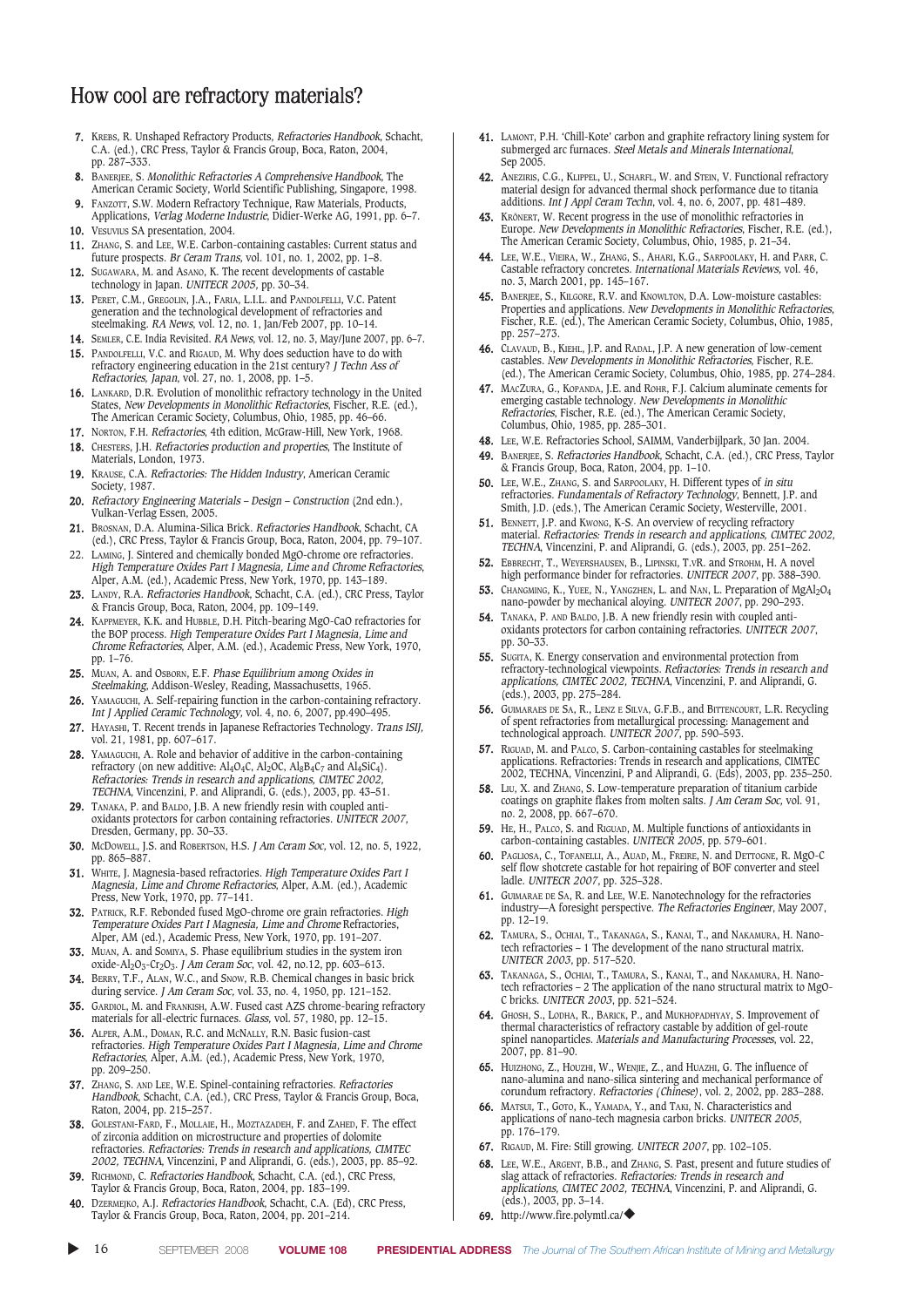7. Krebs, R. Unshaped Refractory Products, *Refractories Handbook*, Schacht, C.A. (ed.), CRC Press, Taylor & Francis Group, Boca, Raton, 2004, pp. 287–333.
8. Banerjee, S. *Monolithic Refractories A Comprehensive Handbook*, The American Ceramic Society, World Scientific Publishing, Singapore, 1998.
9. Fanzott, S.W. Modern Refractory Technique, Raw Materials, Products, Applications, *Verlag Moderne Industrie*, Didier-Werke AG, 1991, pp. 6–7.
10. Vesuvius SA presentation, 2004.
11. Zhang, S. and Lee, W.E. Carbon-containing castables: Current status and future prospects. *Br Ceram Trans*, vol. 101, no. 1, 2002, pp. 1–8.
12. Sugawara, M. and Asano, K. The recent developments of castable technology in Japan. *UNITECR 2005*, pp. 30–34.
13. Peret, C.M., Gregolin, J.A., Faria, L.I.L. and Pandolfelli, V.C. Patent generation and the technological development of refractories and steelmaking. *RA News*, vol. 12, no. 1, Jan/Feb 2007, pp. 10–14.
14. Semler, C.E. India Revisited. *RA News*, vol. 12, no. 3, May/June 2007, pp. 6–7.
15. Pandolfelli, V.C. and Rigaud, M. Why does seduction have to do with refractory engineering education in the 21st century? *J Techn Ass of Refractories, Japan*, vol. 27, no. 1, 2008, pp. 1–5.
16. Lankard, D.R. Evolution of monolithic refractory technology in the United States, *New Developments in Monolithic Refractories*, Fischer, R.E. (ed.), The American Ceramic Society, Columbus, Ohio, 1985, pp. 46–66.
17. Norton, F.H. *Refractories*, 4th edition, McGraw-Hill, New York, 1968.
18. Chesters, J.H. *Refractories production and properties*, The Institute of Materials, London, 1973.
19. Krause, C.A. *Refractories: The Hidden Industry*, American Ceramic Society, 1987.
20. *Refractory Engineering Materials – Design – Construction* (2nd edn.), Vulkan-Verlag Essen, 2005.
21. Brosnan, D.A. Alumina-Silica Brick. *Refractories Handbook*, Schacht, CA (ed.), CRC Press, Taylor & Francis Group, Boca, Raton, 2004, pp. 79–107.
22. Laming, J. Sintered and chemically bonded MgO-chrome ore refractories. *High Temperature Oxides Part I Magnesia, Lime and Chrome Refractories*, Alper, A.M. (ed.), Academic Press, New York, 1970, pp. 143–189.
23. Landy, R.A. *Refractories Handbook*, Schacht, C.A. (ed.), CRC Press, Taylor & Francis Group, Boca, Raton, 2004, pp. 109–149.
24. Kappmeyer, K.K. and Hubble, D.H. Pitch-bearing MgO-CaO refractories for the BOP process. *High Temperature Oxides Part I Magnesia, Lime and Chrome Refractories*, Alper, A.M. (ed.), Academic Press, New York, 1970, pp. 1–76.
25. Muan, A. and Osborn, E.F. *Phase Equilibrium among Oxides in Steelmaking*, Addison-Wesley, Reading, Massachusetts, 1965.
26. Yamaguchi, A. Self-repairing function in the carbon-containing refractory. *Int J Applied Ceramic Technology*, vol. 4, no. 6, 2007, pp.490–495.
27. Hayashi, T. Recent trends in Japanese Refractories Technology. *Trans ISIJ*, vol. 21, 1981, pp. 607–617.
28. Yamaguchi, A. Role and behavior of additive in the carbon-containing refractory (on new additive: $Al_4O_4C$, $Al_2OC$, $Al_8B_4C_7$ and $Al_4SiC_4$). *Refractories: Trends in research and applications, CIMTEC 2002, TECHNA*, Vincenzini, P. and Aliprandi, G. (eds.), 2003, pp. 43–51.
29. Tanaka, P. and Baldo, J.B. A new friendly resin with coupled anti-oxidants protectors for carbon containing refractories. *UNITECR 2007*, Dresden, Germany, pp. 30–33.
30. McDowell, J.S. and Robertson, H.S. *J Am Ceram Soc*, vol. 12, no. 5, 1922, pp. 865–887.
31. White, J. Magnesia-based refractories. *High Temperature Oxides Part I Magnesia, Lime and Chrome Refractories*, Alper, A.M. (ed.), Academic Press, New York, 1970, pp. 77–141.
32. Patrick, R.F. Rebonded fused MgO-chrome ore grain refractories. *High Temperature Oxides Part I Magnesia, Lime and Chrome* Refractories, Alper, AM (ed.), Academic Press, New York, 1970, pp. 191–207.
33. Muan, A. and Somiya, S. Phase equilibrium studies in the system iron oxide-$Al_2O_3$-$Cr_2O_3$. *J Am Ceram Soc*, vol. 42, no.12, pp. 603–613.
34. Berry, T.F., Alan, W.C., and Snow, R.B. Chemical changes in basic brick during service. *J Am Ceram Soc*, vol. 33, no. 4, 1950, pp. 121–152.
35. Gardiol, M. and Frankish, A.W. Fused cast AZS chrome-bearing refractory materials for all-electric furnaces. *Glass*, vol. 57, 1980, pp. 12–15.
36. Alper, A.M., Doman, R.C. and McNally, R.N. Basic fusion-cast refractories. *High Temperature Oxides Part I Magnesia, Lime and Chrome Refractories*, Alper, A.M. (ed.), Academic Press, New York, 1970, pp. 209–250.
37. Zhang, S. and Lee, W.E. Spinel-containing refractories. *Refractories Handbook*, Schacht, C.A. (ed.), CRC Press, Taylor & Francis Group, Boca, Raton, 2004, pp. 215–257.
38. Golestani-Fard, F., Mollaie, H., Moztazadeh, F. and Zahed, F. The effect of zirconia addition on microstructure and properties of dolomite refractories. *Refractories: Trends in research and applications, CIMTEC 2002, TECHNA*, Vincenzini, P and Aliprandi, G. (eds.), 2003, pp. 85–92.
39. Richmond, C. *Refractories Handbook*, Schacht, C.A. (ed.), CRC Press, Taylor & Francis Group, Boca, Raton, 2004, pp. 183–199.
40. Dzermejko, A.J. *Refractories Handbook*, Schacht, C.A. (Ed), CRC Press, Taylor & Francis Group, Boca, Raton, 2004, pp. 201–214.
41. Lamont, P.H. 'Chill-Kote' carbon and graphite refractory lining system for submerged arc furnaces. *Steel Metals and Minerals International*, Sep 2005.
42. Aneziris, C.G., Klippel, U., Scharfl, W. and Stein, V. Functional refractory material design for advanced thermal shock performance due to titania additions. *Int J Appl Ceram Techn*, vol. 4, no. 6, 2007, pp. 481–489.
43. Krönert, W. Recent progress in the use of monolithic refractories in Europe. *New Developments in Monolithic Refractories*, Fischer, R.E. (ed.), The American Ceramic Society, Columbus, Ohio, 1985, p. 21–34.
44. Lee, W.E., Vieira, W., Zhang, S., Ahari, K.G., Sarpoolaky, H. and Parr, C. Castable refractory concretes. *International Materials Reviews*, vol. 46, no. 3, March 2001, pp. 145–167.
45. Banerjee, S., Kilgore, R.V. and Knowlton, D.A. Low-moisture castables: Properties and applications. *New Developments in Monolithic Refractories*, Fischer, R.E. (ed.), The American Ceramic Society, Columbus, Ohio, 1985, pp. 257–273.
46. Clavaud, B., Kiehl, J.P. and Radal, J.P. A new generation of low-cement castables. *New Developments in Monolithic Refractories*, Fischer, R.E. (ed.), The American Ceramic Society, Columbus, Ohio, 1985, pp. 274–284.
47. MacZura, G., Kopanda, J.E. and Rohr, F.J. Calcium aluminate cements for emerging castable technology. *New Developments in Monolithic Refractories*, Fischer, R.E. (ed.), The American Ceramic Society, Columbus, Ohio, 1985, pp. 285–301.
48. Lee, W.E. Refractories School, SAIMM, Vanderbijlpark, 30 Jan. 2004.
49. Banerjee, S. *Refractories Handbook*, Schacht, C.A. (ed.), CRC Press, Taylor & Francis Group, Boca, Raton, 2004, pp. 1–10.
50. Lee, W.E., Zhang, S. and Sarpoolaky, H. Different types of *in situ* refractories. *Fundamentals of Refractory Technology*, Bennett, J.P. and Smith, J.D. (eds.), The American Ceramic Society, Westerville, 2001.
51. Bennett, J.P. and Kwong, K-S. An overview of recycling refractory material. *Refractories: Trends in research and applications, CIMTEC 2002, TECHNA*, Vincenzini, P. and Aliprandi, G. (eds.), 2003, pp. 251–262.
52. Ebbrecht, T., Weyershausen, B., Lipinski, T.vR. and Strohm, H. A novel high performance binder for refractories. *UNITECR 2007*, pp. 388–390.
53. Changming, K., Yuee, N., Yangzhen, L. and Nan, L. Preparation of $MgAl_2O_4$ nano-powder by mechanical aloying. *UNITECR 2007*, pp. 290–293.
54. Tanaka, P. and Baldo, J.B. A new friendly resin with coupled anti-oxidants protectors for carbon containing refractories. *UNITECR 2007*, pp. 30–33.
55. Sugita, K. Energy conservation and environmental protection from refractory-technological viewpoints. *Refractories: Trends in research and applications, CIMTEC 2002, TECHNA*, Vincenzini, P. and Aliprandi, G. (eds.), 2003, pp. 275–284.
56. Guimaraes de Sa, R., Lenz e Silva, G.F.B., and Bittencourt, L.R. Recycling of spent refractories from metallurgical processing: Management and technological approach. *UNITECR 2007*, pp. 590–593.
57. Riguad, M. and Palco, S. Carbon-containing castables for steelmaking applications. Refractories: Trends in research and applications, CIMTEC 2002, TECHNA, Vincenzini, P and Aliprandi, G. (Eds), 2003, pp. 235–250.
58. Liu, X. and Zhang, S. Low-temperature preparation of titanium carbide coatings on graphite flakes from molten salts. *J Am Ceram Soc*, vol. 91, no. 2, 2008, pp. 667–670.
59. He, H., Palco, S. and Riguad, M. Multiple functions of antioxidants in carbon-containing castables. *UNITECR 2005*, pp. 579–601.
60. Pagliosa, C., Tofanelli, A., Auad, M., Freire, R. and Dettogne, R. MgO-C self flow shotcrete castable for hot repairing of BOF converter and steel ladle. *UNITECR 2007*, pp. 325–328.
61. Guimarae de Sa, R. and Lee, W.E. Nanotechnology for the refractories industry—A foresight perspective. *The Refractories Engineer*, May 2007, pp. 12–19.
62. Tamura, S., Ochiai, T., Takanaga, S., Kanai, T., and Nakamura, H. Nano-tech refractories – 1 The development of the nano structural matrix. *UNITECR 2003*, pp. 517–520.
63. Takanaga, S., Ochiai, T., Tamura, S., Kanai, T., and Nakamura, H. Nano-tech refractories – 2 The application of the nano structural matrix to MgO-C bricks. *UNITECR 2003*, pp. 521–524.
64. Ghosh, S., Lodha, R., Barick, P., and Mukhopadhyay, S. Improvement of thermal characteristics of refractory castable by addition of gel-route spinel nanoparticles. *Materials and Manufacturing Processes*, vol. 22, 2007, pp. 81–90.
65. Huizhong, Z., Houzhi, W., Wenjie, Z., and Huazhi, G. The influence of nano-alumina and nano-silica sintering and mechanical performance of corundum refractory. *Refractories (Chinese)*, vol. 2, 2002, pp. 283–288.
66. Matsui, T., Goto, K., Yamada, Y., and Taki, N. Characteristics and applications of nano-tech magnesia carbon bricks. *UNITECR 2005*, pp. 176–179.
67. Rigaud, M. Fire: Still growing. *UNITECR 2007*, pp. 102–105.
68. Lee, W.E., Argent, B.B., and Zhang, S. Past, present and future studies of slag attack of refractories. *Refractories: Trends in research and applications, CIMTEC 2002, TECHNA*, Vincenzini, P. and Aliprandi, G. (eds.), 2003, pp. 3–14.
69. http://www.fire.polymtl.ca/◆